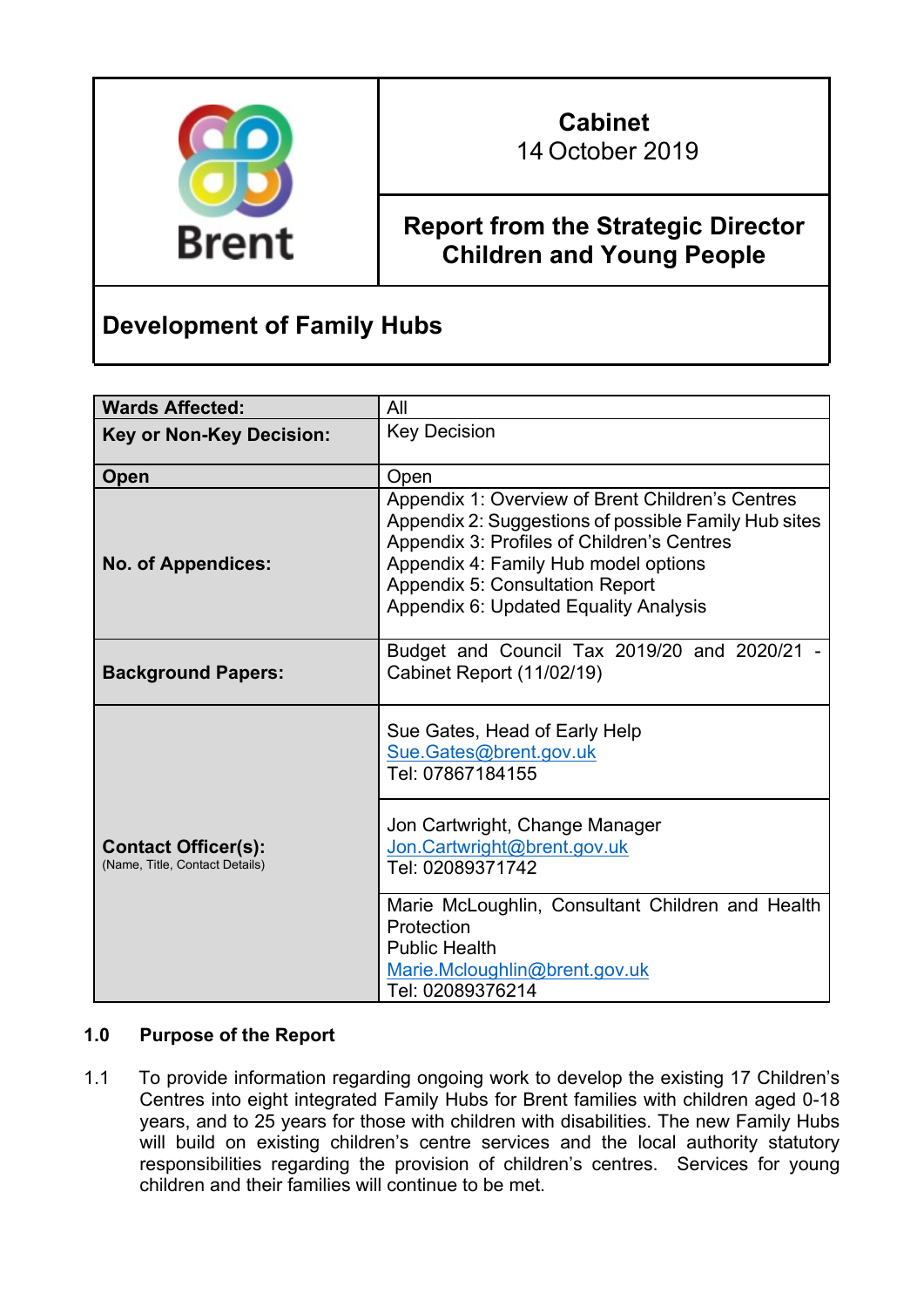| Brent | **Cabinet** 14 October 2019 |
|---|---|
| | **Report from the Strategic Director Children and Young People** |

## Development of Family Hubs

| | |
|---|---|
| **Wards Affected:** | All |
| **Key or Non-Key Decision:** | Key Decision |
| **Open** | Open |
| **No. of Appendices:** | Appendix 1: Overview of Brent Children's Centres<br>Appendix 2: Suggestions of possible Family Hub sites<br>Appendix 3: Profiles of Children's Centres<br>Appendix 4: Family Hub model options<br>Appendix 5: Consultation Report<br>Appendix 6: Updated Equality Analysis |
| **Background Papers:** | Budget and Council Tax 2019/20 and 2020/21 - Cabinet Report (11/02/19) |
| **Contact Officer(s):** (Name, Title, Contact Details) | Sue Gates, Head of Early Help<br>Sue.Gates@brent.gov.uk<br>Tel: 07867184155 |
| | Jon Cartwright, Change Manager<br>Jon.Cartwright@brent.gov.uk<br>Tel: 02089371742 |
| | Marie McLoughlin, Consultant Children and Health Protection<br>Public Health<br>Marie.Mcloughlin@brent.gov.uk<br>Tel: 02089376214 |

### 1.0 Purpose of the Report

1.1 To provide information regarding ongoing work to develop the existing 17 Children's Centres into eight integrated Family Hubs for Brent families with children aged 0-18 years, and to 25 years for those with children with disabilities. The new Family Hubs will build on existing children's centre services and the local authority statutory responsibilities regarding the provision of children's centres. Services for young children and their families will continue to be met.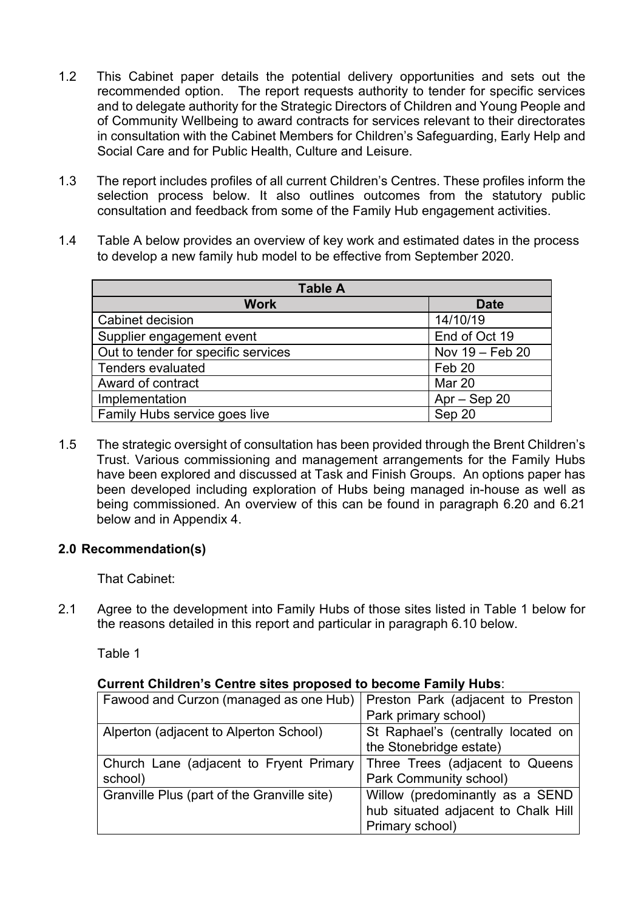1.2 This Cabinet paper details the potential delivery opportunities and sets out the recommended option. The report requests authority to tender for specific services and to delegate authority for the Strategic Directors of Children and Young People and of Community Wellbeing to award contracts for services relevant to their directorates in consultation with the Cabinet Members for Children's Safeguarding, Early Help and Social Care and for Public Health, Culture and Leisure.

1.3 The report includes profiles of all current Children's Centres. These profiles inform the selection process below. It also outlines outcomes from the statutory public consultation and feedback from some of the Family Hub engagement activities.

1.4 Table A below provides an overview of key work and estimated dates in the process to develop a new family hub model to be effective from September 2020.

| Table A | |
|---|---|
| **Work** | **Date** |
| Cabinet decision | 14/10/19 |
| Supplier engagement event | End of Oct 19 |
| Out to tender for specific services | Nov 19 – Feb 20 |
| Tenders evaluated | Feb 20 |
| Award of contract | Mar 20 |
| Implementation | Apr – Sep 20 |
| Family Hubs service goes live | Sep 20 |

1.5 The strategic oversight of consultation has been provided through the Brent Children's Trust. Various commissioning and management arrangements for the Family Hubs have been explored and discussed at Task and Finish Groups. An options paper has been developed including exploration of Hubs being managed in-house as well as being commissioned. An overview of this can be found in paragraph 6.20 and 6.21 below and in Appendix 4.

## 2.0 Recommendation(s)

That Cabinet:

2.1 Agree to the development into Family Hubs of those sites listed in Table 1 below for the reasons detailed in this report and particular in paragraph 6.10 below.

Table 1

**Current Children's Centre sites proposed to become Family Hubs**:

| | |
|---|---|
| Fawood and Curzon (managed as one Hub) | Preston Park (adjacent to Preston Park primary school) |
| Alperton (adjacent to Alperton School) | St Raphael's (centrally located on the Stonebridge estate) |
| Church Lane (adjacent to Fryent Primary school) | Three Trees (adjacent to Queens Park Community school) |
| Granville Plus (part of the Granville site) | Willow (predominantly as a SEND hub situated adjacent to Chalk Hill Primary school) |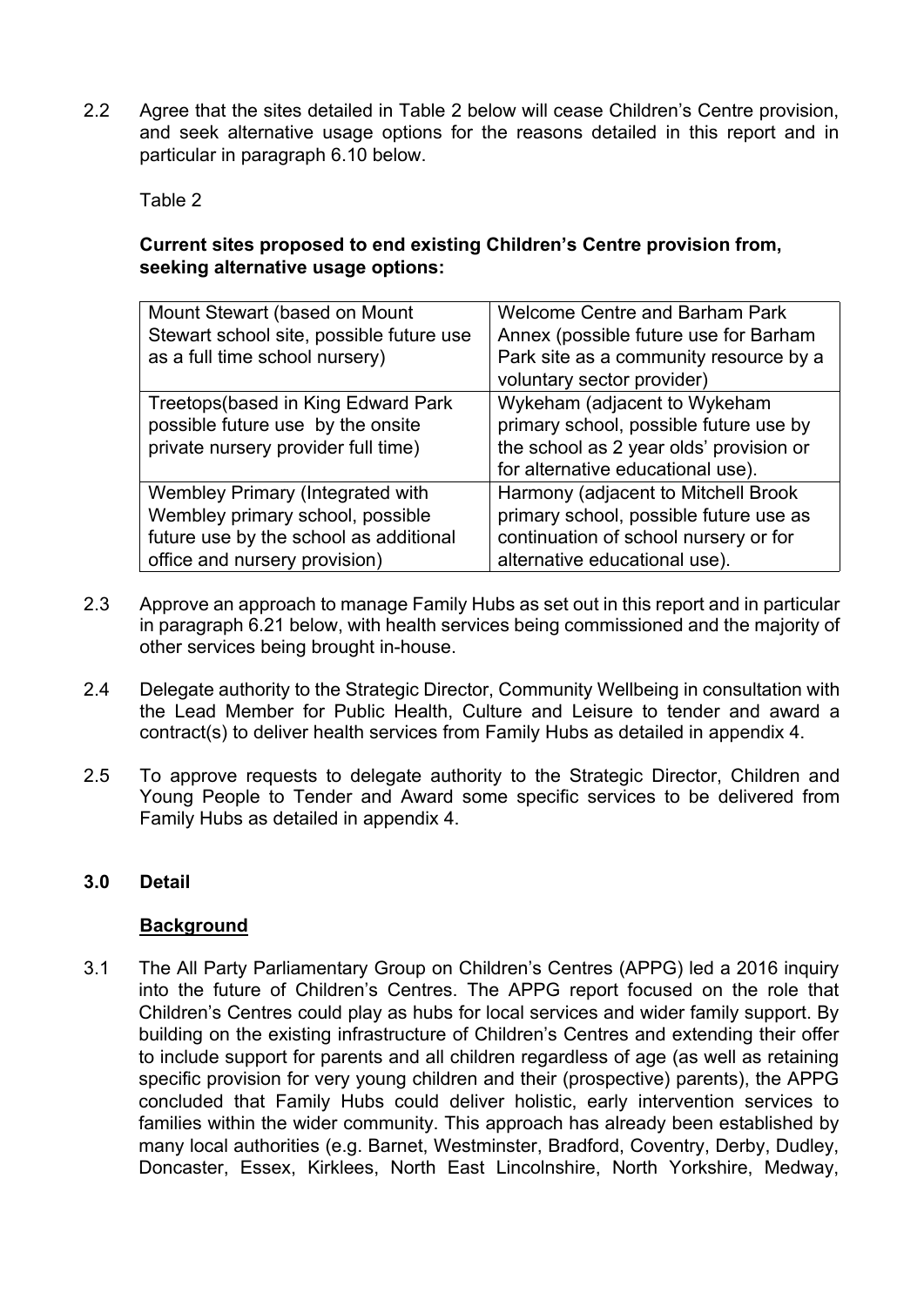2.2 Agree that the sites detailed in Table 2 below will cease Children's Centre provision, and seek alternative usage options for the reasons detailed in this report and in particular in paragraph 6.10 below.

Table 2

**Current sites proposed to end existing Children's Centre provision from, seeking alternative usage options:**

| | |
|---|---|
| Mount Stewart (based on Mount Stewart school site, possible future use as a full time school nursery) | Welcome Centre and Barham Park Annex (possible future use for Barham Park site as a community resource by a voluntary sector provider) |
| Treetops(based in King Edward Park possible future use by the onsite private nursery provider full time) | Wykeham (adjacent to Wykeham primary school, possible future use by the school as 2 year olds' provision or for alternative educational use). |
| Wembley Primary (Integrated with Wembley primary school, possible future use by the school as additional office and nursery provision) | Harmony (adjacent to Mitchell Brook primary school, possible future use as continuation of school nursery or for alternative educational use). |

2.3 Approve an approach to manage Family Hubs as set out in this report and in particular in paragraph 6.21 below, with health services being commissioned and the majority of other services being brought in-house.

2.4 Delegate authority to the Strategic Director, Community Wellbeing in consultation with the Lead Member for Public Health, Culture and Leisure to tender and award a contract(s) to deliver health services from Family Hubs as detailed in appendix 4.

2.5 To approve requests to delegate authority to the Strategic Director, Children and Young People to Tender and Award some specific services to be delivered from Family Hubs as detailed in appendix 4.

## 3.0 Detail

**Background**

3.1 The All Party Parliamentary Group on Children's Centres (APPG) led a 2016 inquiry into the future of Children's Centres. The APPG report focused on the role that Children's Centres could play as hubs for local services and wider family support. By building on the existing infrastructure of Children's Centres and extending their offer to include support for parents and all children regardless of age (as well as retaining specific provision for very young children and their (prospective) parents), the APPG concluded that Family Hubs could deliver holistic, early intervention services to families within the wider community. This approach has already been established by many local authorities (e.g. Barnet, Westminster, Bradford, Coventry, Derby, Dudley, Doncaster, Essex, Kirklees, North East Lincolnshire, North Yorkshire, Medway,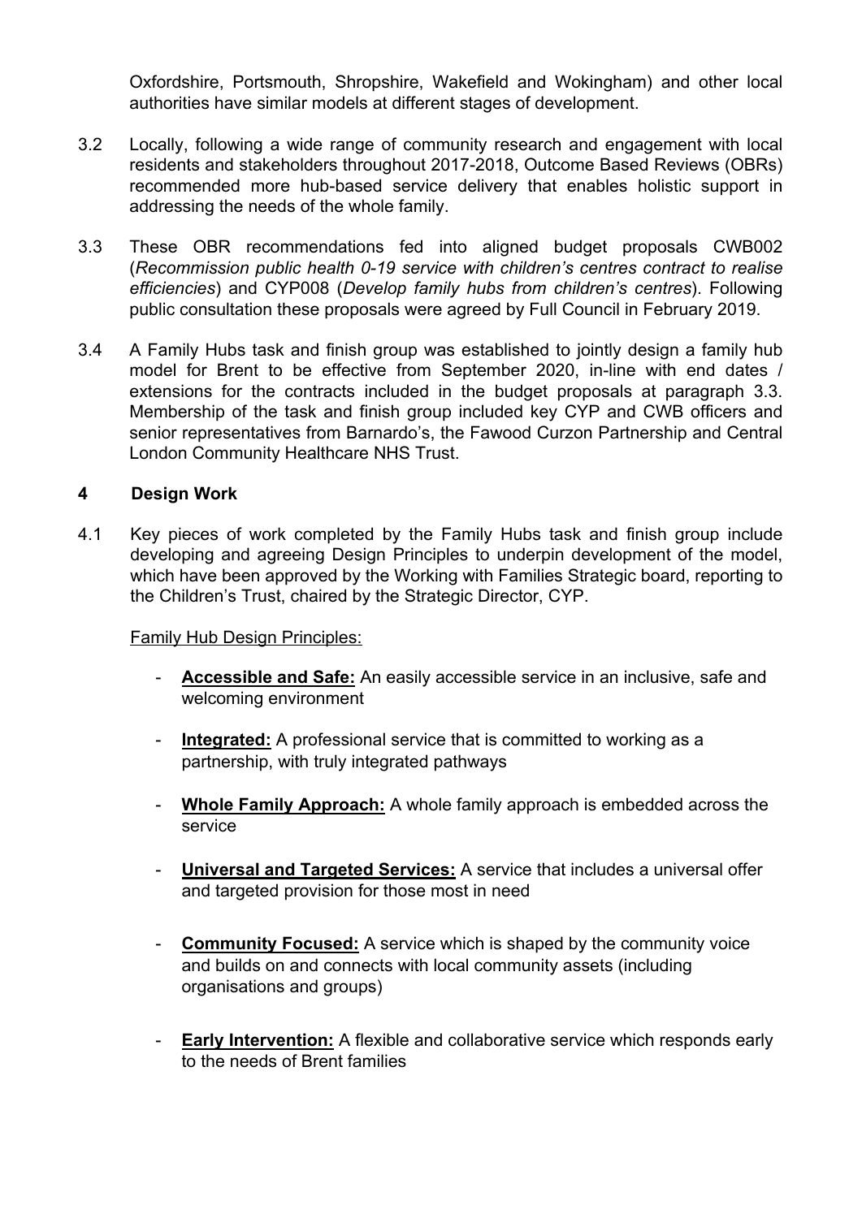Oxfordshire, Portsmouth, Shropshire, Wakefield and Wokingham) and other local authorities have similar models at different stages of development.

3.2 Locally, following a wide range of community research and engagement with local residents and stakeholders throughout 2017-2018, Outcome Based Reviews (OBRs) recommended more hub-based service delivery that enables holistic support in addressing the needs of the whole family.

3.3 These OBR recommendations fed into aligned budget proposals CWB002 (*Recommission public health 0-19 service with children's centres contract to realise efficiencies*) and CYP008 (*Develop family hubs from children's centres*). Following public consultation these proposals were agreed by Full Council in February 2019.

3.4 A Family Hubs task and finish group was established to jointly design a family hub model for Brent to be effective from September 2020, in-line with end dates / extensions for the contracts included in the budget proposals at paragraph 3.3. Membership of the task and finish group included key CYP and CWB officers and senior representatives from Barnardo's, the Fawood Curzon Partnership and Central London Community Healthcare NHS Trust.

## 4 Design Work

4.1 Key pieces of work completed by the Family Hubs task and finish group include developing and agreeing Design Principles to underpin development of the model, which have been approved by the Working with Families Strategic board, reporting to the Children's Trust, chaired by the Strategic Director, CYP.

Family Hub Design Principles:

- **Accessible and Safe:** An easily accessible service in an inclusive, safe and welcoming environment
- **Integrated:** A professional service that is committed to working as a partnership, with truly integrated pathways
- **Whole Family Approach:** A whole family approach is embedded across the service
- **Universal and Targeted Services:** A service that includes a universal offer and targeted provision for those most in need
- **Community Focused:** A service which is shaped by the community voice and builds on and connects with local community assets (including organisations and groups)
- **Early Intervention:** A flexible and collaborative service which responds early to the needs of Brent families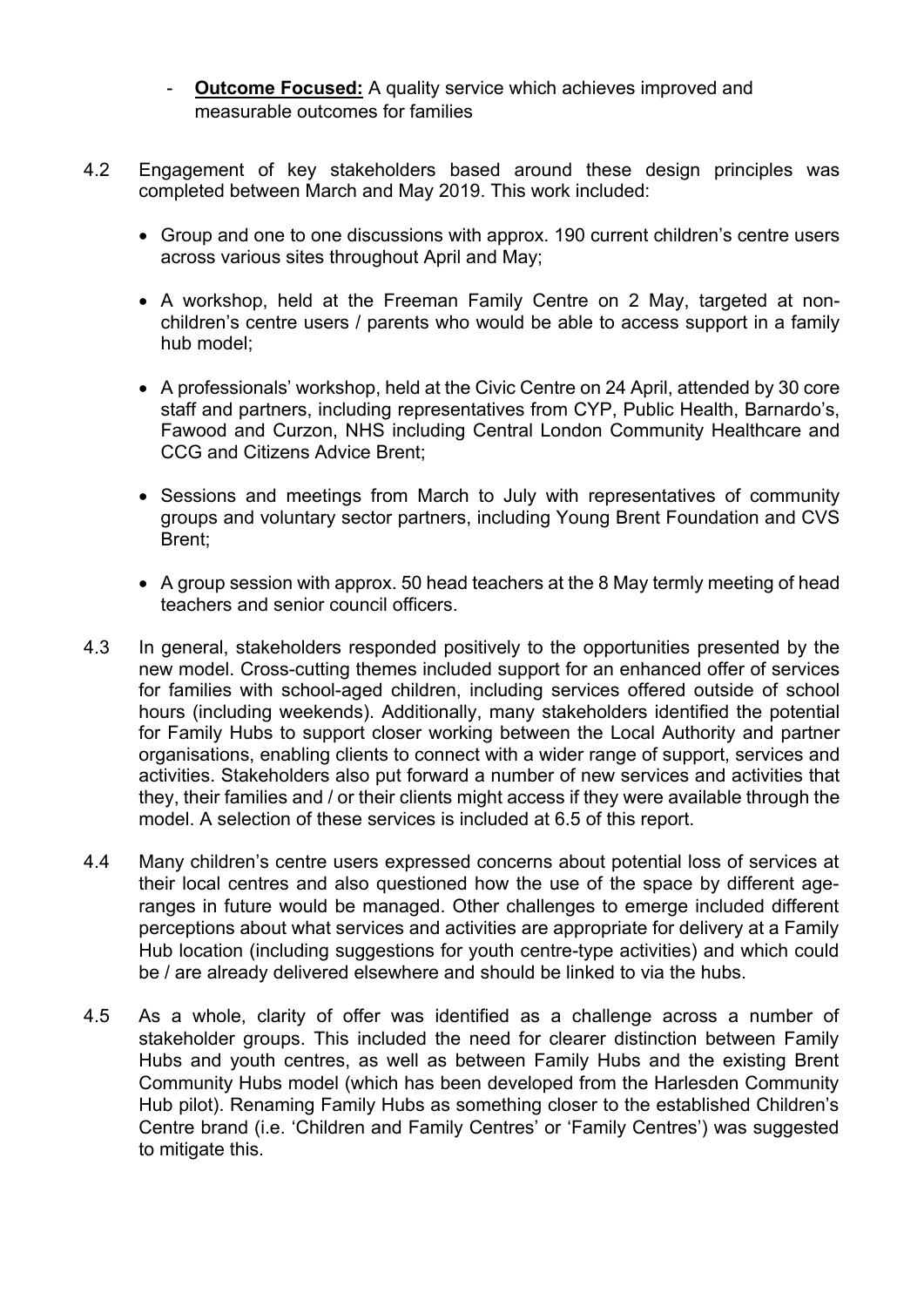- **Outcome Focused:** A quality service which achieves improved and measurable outcomes for families

4.2 Engagement of key stakeholders based around these design principles was completed between March and May 2019. This work included:

- Group and one to one discussions with approx. 190 current children's centre users across various sites throughout April and May;
- A workshop, held at the Freeman Family Centre on 2 May, targeted at non-children's centre users / parents who would be able to access support in a family hub model;
- A professionals' workshop, held at the Civic Centre on 24 April, attended by 30 core staff and partners, including representatives from CYP, Public Health, Barnardo's, Fawood and Curzon, NHS including Central London Community Healthcare and CCG and Citizens Advice Brent;
- Sessions and meetings from March to July with representatives of community groups and voluntary sector partners, including Young Brent Foundation and CVS Brent;
- A group session with approx. 50 head teachers at the 8 May termly meeting of head teachers and senior council officers.

4.3 In general, stakeholders responded positively to the opportunities presented by the new model. Cross-cutting themes included support for an enhanced offer of services for families with school-aged children, including services offered outside of school hours (including weekends). Additionally, many stakeholders identified the potential for Family Hubs to support closer working between the Local Authority and partner organisations, enabling clients to connect with a wider range of support, services and activities. Stakeholders also put forward a number of new services and activities that they, their families and / or their clients might access if they were available through the model. A selection of these services is included at 6.5 of this report.

4.4 Many children's centre users expressed concerns about potential loss of services at their local centres and also questioned how the use of the space by different age-ranges in future would be managed. Other challenges to emerge included different perceptions about what services and activities are appropriate for delivery at a Family Hub location (including suggestions for youth centre-type activities) and which could be / are already delivered elsewhere and should be linked to via the hubs.

4.5 As a whole, clarity of offer was identified as a challenge across a number of stakeholder groups. This included the need for clearer distinction between Family Hubs and youth centres, as well as between Family Hubs and the existing Brent Community Hubs model (which has been developed from the Harlesden Community Hub pilot). Renaming Family Hubs as something closer to the established Children's Centre brand (i.e. 'Children and Family Centres' or 'Family Centres') was suggested to mitigate this.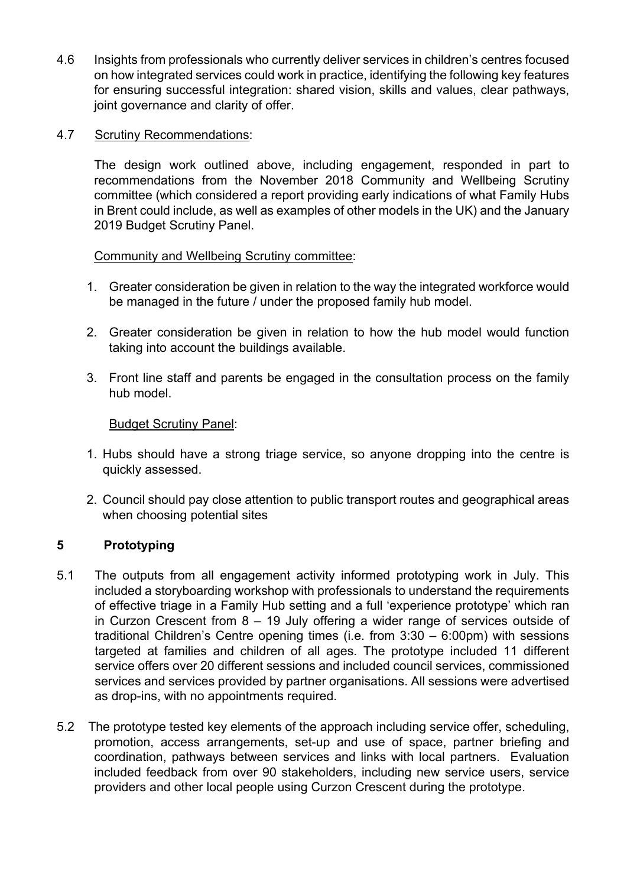4.6 Insights from professionals who currently deliver services in children's centres focused on how integrated services could work in practice, identifying the following key features for ensuring successful integration: shared vision, skills and values, clear pathways, joint governance and clarity of offer.

4.7 Scrutiny Recommendations:

The design work outlined above, including engagement, responded in part to recommendations from the November 2018 Community and Wellbeing Scrutiny committee (which considered a report providing early indications of what Family Hubs in Brent could include, as well as examples of other models in the UK) and the January 2019 Budget Scrutiny Panel.

Community and Wellbeing Scrutiny committee:

1. Greater consideration be given in relation to the way the integrated workforce would be managed in the future / under the proposed family hub model.
2. Greater consideration be given in relation to how the hub model would function taking into account the buildings available.
3. Front line staff and parents be engaged in the consultation process on the family hub model.

Budget Scrutiny Panel:

1. Hubs should have a strong triage service, so anyone dropping into the centre is quickly assessed.
2. Council should pay close attention to public transport routes and geographical areas when choosing potential sites

## 5 Prototyping

5.1 The outputs from all engagement activity informed prototyping work in July. This included a storyboarding workshop with professionals to understand the requirements of effective triage in a Family Hub setting and a full 'experience prototype' which ran in Curzon Crescent from 8 – 19 July offering a wider range of services outside of traditional Children's Centre opening times (i.e. from 3:30 – 6:00pm) with sessions targeted at families and children of all ages. The prototype included 11 different service offers over 20 different sessions and included council services, commissioned services and services provided by partner organisations. All sessions were advertised as drop-ins, with no appointments required.

5.2 The prototype tested key elements of the approach including service offer, scheduling, promotion, access arrangements, set-up and use of space, partner briefing and coordination, pathways between services and links with local partners. Evaluation included feedback from over 90 stakeholders, including new service users, service providers and other local people using Curzon Crescent during the prototype.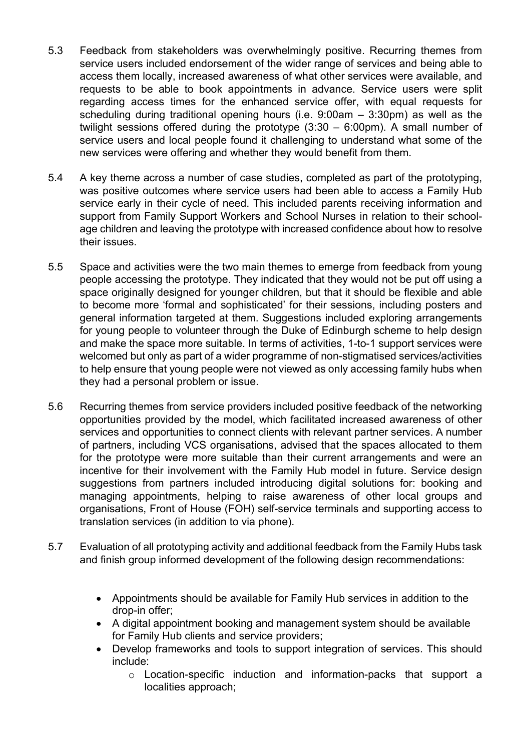5.3 Feedback from stakeholders was overwhelmingly positive. Recurring themes from service users included endorsement of the wider range of services and being able to access them locally, increased awareness of what other services were available, and requests to be able to book appointments in advance. Service users were split regarding access times for the enhanced service offer, with equal requests for scheduling during traditional opening hours (i.e. 9:00am – 3:30pm) as well as the twilight sessions offered during the prototype (3:30 – 6:00pm). A small number of service users and local people found it challenging to understand what some of the new services were offering and whether they would benefit from them.

5.4 A key theme across a number of case studies, completed as part of the prototyping, was positive outcomes where service users had been able to access a Family Hub service early in their cycle of need. This included parents receiving information and support from Family Support Workers and School Nurses in relation to their school-age children and leaving the prototype with increased confidence about how to resolve their issues.

5.5 Space and activities were the two main themes to emerge from feedback from young people accessing the prototype. They indicated that they would not be put off using a space originally designed for younger children, but that it should be flexible and able to become more 'formal and sophisticated' for their sessions, including posters and general information targeted at them. Suggestions included exploring arrangements for young people to volunteer through the Duke of Edinburgh scheme to help design and make the space more suitable. In terms of activities, 1-to-1 support services were welcomed but only as part of a wider programme of non-stigmatised services/activities to help ensure that young people were not viewed as only accessing family hubs when they had a personal problem or issue.

5.6 Recurring themes from service providers included positive feedback of the networking opportunities provided by the model, which facilitated increased awareness of other services and opportunities to connect clients with relevant partner services. A number of partners, including VCS organisations, advised that the spaces allocated to them for the prototype were more suitable than their current arrangements and were an incentive for their involvement with the Family Hub model in future. Service design suggestions from partners included introducing digital solutions for: booking and managing appointments, helping to raise awareness of other local groups and organisations, Front of House (FOH) self-service terminals and supporting access to translation services (in addition to via phone).

5.7 Evaluation of all prototyping activity and additional feedback from the Family Hubs task and finish group informed development of the following design recommendations:

- Appointments should be available for Family Hub services in addition to the drop-in offer;
- A digital appointment booking and management system should be available for Family Hub clients and service providers;
- Develop frameworks and tools to support integration of services. This should include:
  - Location-specific induction and information-packs that support a localities approach;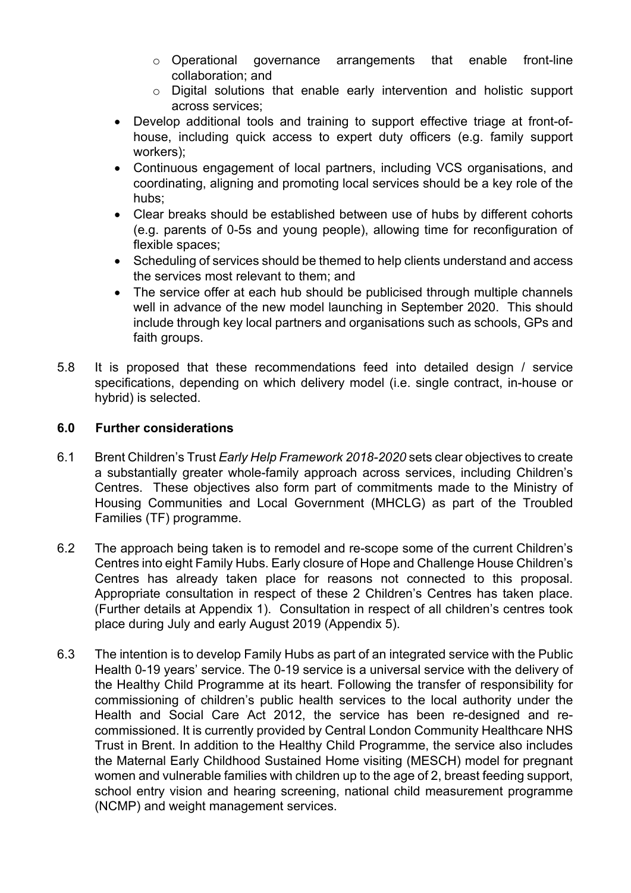- Operational governance arrangements that enable front-line collaboration; and
- Digital solutions that enable early intervention and holistic support across services;

- Develop additional tools and training to support effective triage at front-of-house, including quick access to expert duty officers (e.g. family support workers);
- Continuous engagement of local partners, including VCS organisations, and coordinating, aligning and promoting local services should be a key role of the hubs;
- Clear breaks should be established between use of hubs by different cohorts (e.g. parents of 0-5s and young people), allowing time for reconfiguration of flexible spaces;
- Scheduling of services should be themed to help clients understand and access the services most relevant to them; and
- The service offer at each hub should be publicised through multiple channels well in advance of the new model launching in September 2020. This should include through key local partners and organisations such as schools, GPs and faith groups.

5.8 It is proposed that these recommendations feed into detailed design / service specifications, depending on which delivery model (i.e. single contract, in-house or hybrid) is selected.

## 6.0 Further considerations

6.1 Brent Children's Trust *Early Help Framework 2018-2020* sets clear objectives to create a substantially greater whole-family approach across services, including Children's Centres. These objectives also form part of commitments made to the Ministry of Housing Communities and Local Government (MHCLG) as part of the Troubled Families (TF) programme.

6.2 The approach being taken is to remodel and re-scope some of the current Children's Centres into eight Family Hubs. Early closure of Hope and Challenge House Children's Centres has already taken place for reasons not connected to this proposal. Appropriate consultation in respect of these 2 Children's Centres has taken place. (Further details at Appendix 1). Consultation in respect of all children's centres took place during July and early August 2019 (Appendix 5).

6.3 The intention is to develop Family Hubs as part of an integrated service with the Public Health 0-19 years' service. The 0-19 service is a universal service with the delivery of the Healthy Child Programme at its heart. Following the transfer of responsibility for commissioning of children's public health services to the local authority under the Health and Social Care Act 2012, the service has been re-designed and re-commissioned. It is currently provided by Central London Community Healthcare NHS Trust in Brent. In addition to the Healthy Child Programme, the service also includes the Maternal Early Childhood Sustained Home visiting (MESCH) model for pregnant women and vulnerable families with children up to the age of 2, breast feeding support, school entry vision and hearing screening, national child measurement programme (NCMP) and weight management services.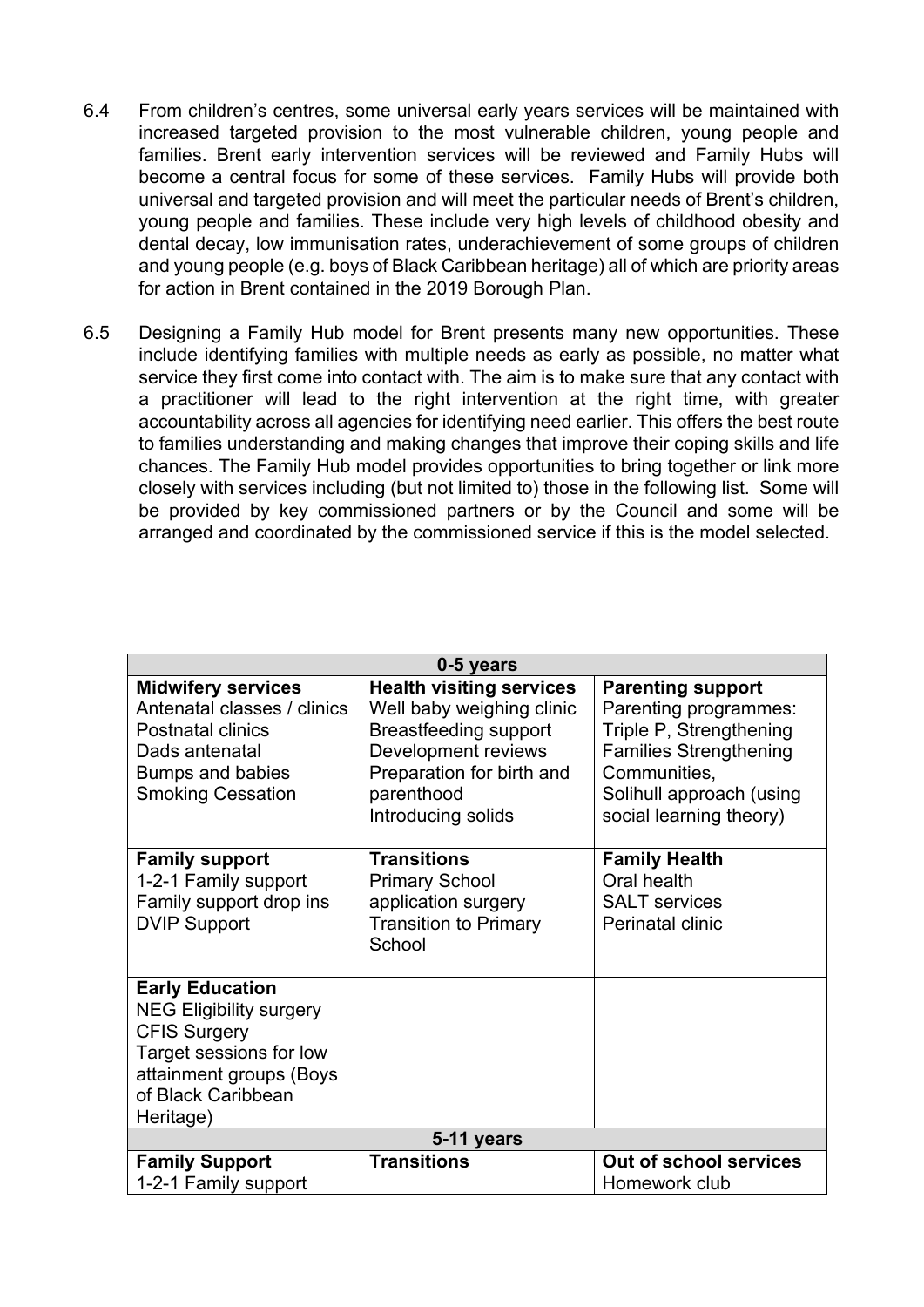6.4 From children's centres, some universal early years services will be maintained with increased targeted provision to the most vulnerable children, young people and families. Brent early intervention services will be reviewed and Family Hubs will become a central focus for some of these services. Family Hubs will provide both universal and targeted provision and will meet the particular needs of Brent's children, young people and families. These include very high levels of childhood obesity and dental decay, low immunisation rates, underachievement of some groups of children and young people (e.g. boys of Black Caribbean heritage) all of which are priority areas for action in Brent contained in the 2019 Borough Plan.

6.5 Designing a Family Hub model for Brent presents many new opportunities. These include identifying families with multiple needs as early as possible, no matter what service they first come into contact with. The aim is to make sure that any contact with a practitioner will lead to the right intervention at the right time, with greater accountability across all agencies for identifying need earlier. This offers the best route to families understanding and making changes that improve their coping skills and life chances. The Family Hub model provides opportunities to bring together or link more closely with services including (but not limited to) those in the following list. Some will be provided by key commissioned partners or by the Council and some will be arranged and coordinated by the commissioned service if this is the model selected.

| 0-5 years | | |
|---|---|---|
| **Midwifery services**<br>Antenatal classes / clinics<br>Postnatal clinics<br>Dads antenatal<br>Bumps and babies<br>Smoking Cessation | **Health visiting services**<br>Well baby weighing clinic<br>Breastfeeding support<br>Development reviews<br>Preparation for birth and parenthood<br>Introducing solids | **Parenting support**<br>Parenting programmes: Triple P, Strengthening Families Strengthening Communities, Solihull approach (using social learning theory) |
| **Family support**<br>1-2-1 Family support<br>Family support drop ins<br>DVIP Support | **Transitions**<br>Primary School application surgery<br>Transition to Primary School | **Family Health**<br>Oral health<br>SALT services<br>Perinatal clinic |
| **Early Education**<br>NEG Eligibility surgery<br>CFIS Surgery<br>Target sessions for low attainment groups (Boys of Black Caribbean Heritage) | | |
| **5-11 years** | | |
| **Family Support**<br>1-2-1 Family support | **Transitions** | **Out of school services**<br>Homework club |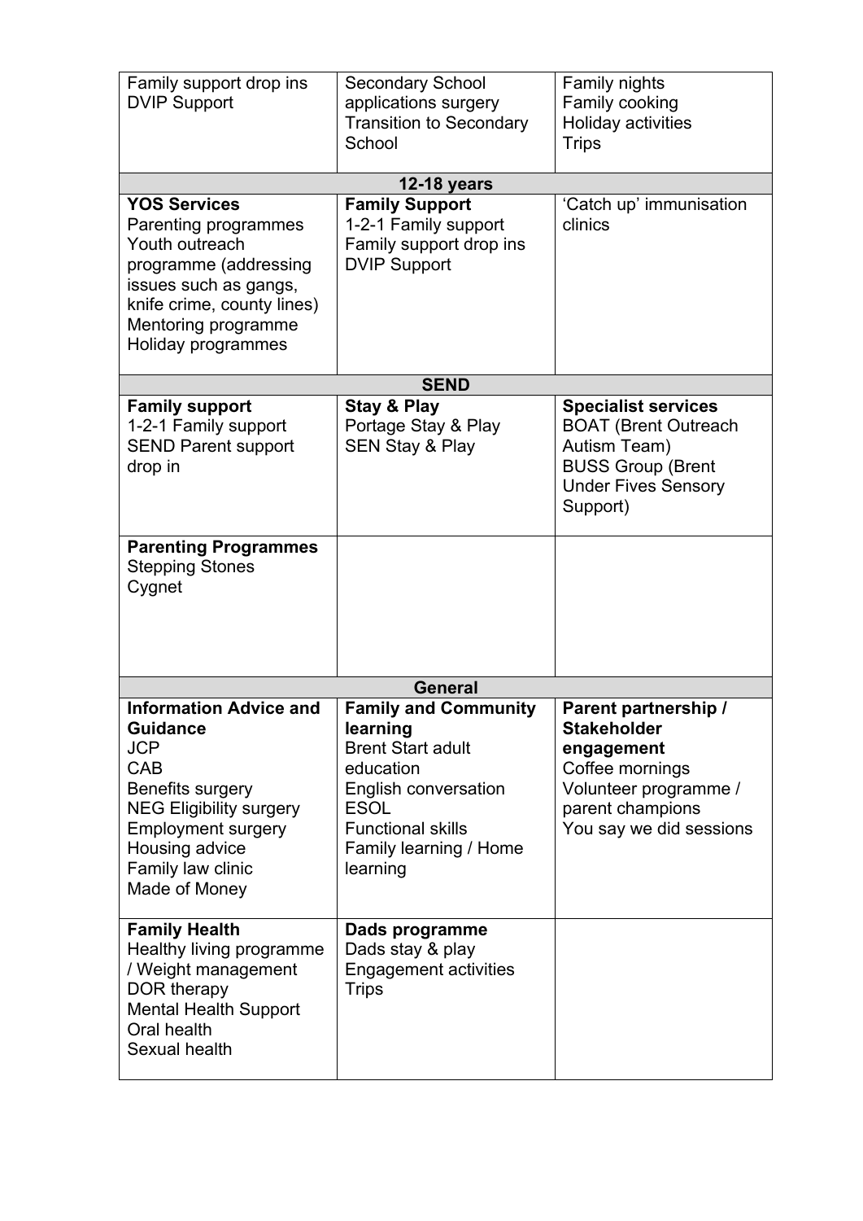| | | |
|---|---|---|
| Family support drop ins<br>DVIP Support | Secondary School applications surgery<br>Transition to Secondary School | Family nights<br>Family cooking<br>Holiday activities<br>Trips |
| **12-18 years** | | |
| **YOS Services**<br>Parenting programmes<br>Youth outreach programme (addressing issues such as gangs, knife crime, county lines)<br>Mentoring programme<br>Holiday programmes | **Family Support**<br>1-2-1 Family support<br>Family support drop ins<br>DVIP Support | 'Catch up' immunisation clinics |
| **SEND** | | |
| **Family support**<br>1-2-1 Family support<br>SEND Parent support drop in | **Stay & Play**<br>Portage Stay & Play<br>SEN Stay & Play | **Specialist services**<br>BOAT (Brent Outreach Autism Team)<br>BUSS Group (Brent Under Fives Sensory Support) |
| **Parenting Programmes**<br>Stepping Stones<br>Cygnet | | |
| **General** | | |
| **Information Advice and Guidance**<br>JCP<br>CAB<br>Benefits surgery<br>NEG Eligibility surgery<br>Employment surgery<br>Housing advice<br>Family law clinic<br>Made of Money | **Family and Community learning**<br>Brent Start adult education<br>English conversation<br>ESOL<br>Functional skills<br>Family learning / Home learning | **Parent partnership / Stakeholder engagement**<br>Coffee mornings<br>Volunteer programme / parent champions<br>You say we did sessions |
| **Family Health**<br>Healthy living programme / Weight management<br>DOR therapy<br>Mental Health Support<br>Oral health<br>Sexual health | **Dads programme**<br>Dads stay & play<br>Engagement activities<br>Trips | |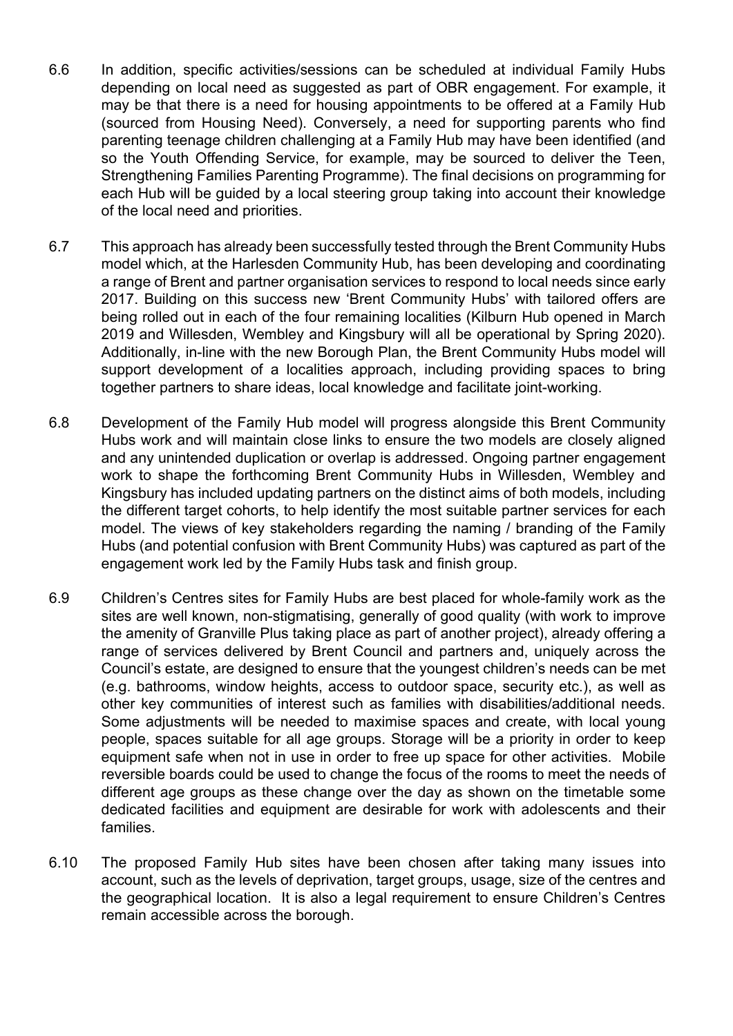6.6 In addition, specific activities/sessions can be scheduled at individual Family Hubs depending on local need as suggested as part of OBR engagement. For example, it may be that there is a need for housing appointments to be offered at a Family Hub (sourced from Housing Need). Conversely, a need for supporting parents who find parenting teenage children challenging at a Family Hub may have been identified (and so the Youth Offending Service, for example, may be sourced to deliver the Teen, Strengthening Families Parenting Programme). The final decisions on programming for each Hub will be guided by a local steering group taking into account their knowledge of the local need and priorities.

6.7 This approach has already been successfully tested through the Brent Community Hubs model which, at the Harlesden Community Hub, has been developing and coordinating a range of Brent and partner organisation services to respond to local needs since early 2017. Building on this success new 'Brent Community Hubs' with tailored offers are being rolled out in each of the four remaining localities (Kilburn Hub opened in March 2019 and Willesden, Wembley and Kingsbury will all be operational by Spring 2020). Additionally, in-line with the new Borough Plan, the Brent Community Hubs model will support development of a localities approach, including providing spaces to bring together partners to share ideas, local knowledge and facilitate joint-working.

6.8 Development of the Family Hub model will progress alongside this Brent Community Hubs work and will maintain close links to ensure the two models are closely aligned and any unintended duplication or overlap is addressed. Ongoing partner engagement work to shape the forthcoming Brent Community Hubs in Willesden, Wembley and Kingsbury has included updating partners on the distinct aims of both models, including the different target cohorts, to help identify the most suitable partner services for each model. The views of key stakeholders regarding the naming / branding of the Family Hubs (and potential confusion with Brent Community Hubs) was captured as part of the engagement work led by the Family Hubs task and finish group.

6.9 Children's Centres sites for Family Hubs are best placed for whole-family work as the sites are well known, non-stigmatising, generally of good quality (with work to improve the amenity of Granville Plus taking place as part of another project), already offering a range of services delivered by Brent Council and partners and, uniquely across the Council's estate, are designed to ensure that the youngest children's needs can be met (e.g. bathrooms, window heights, access to outdoor space, security etc.), as well as other key communities of interest such as families with disabilities/additional needs. Some adjustments will be needed to maximise spaces and create, with local young people, spaces suitable for all age groups. Storage will be a priority in order to keep equipment safe when not in use in order to free up space for other activities. Mobile reversible boards could be used to change the focus of the rooms to meet the needs of different age groups as these change over the day as shown on the timetable some dedicated facilities and equipment are desirable for work with adolescents and their families.

6.10 The proposed Family Hub sites have been chosen after taking many issues into account, such as the levels of deprivation, target groups, usage, size of the centres and the geographical location. It is also a legal requirement to ensure Children's Centres remain accessible across the borough.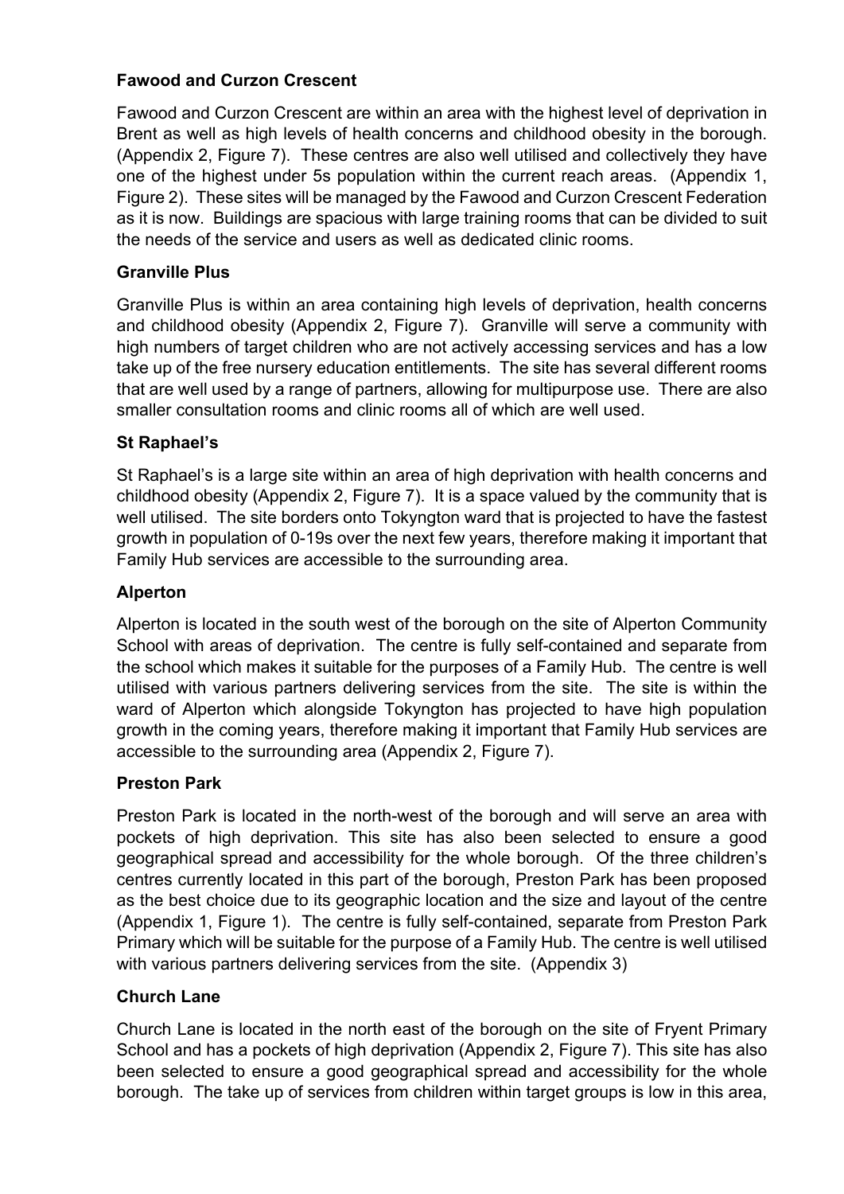**Fawood and Curzon Crescent**

Fawood and Curzon Crescent are within an area with the highest level of deprivation in Brent as well as high levels of health concerns and childhood obesity in the borough. (Appendix 2, Figure 7). These centres are also well utilised and collectively they have one of the highest under 5s population within the current reach areas. (Appendix 1, Figure 2). These sites will be managed by the Fawood and Curzon Crescent Federation as it is now. Buildings are spacious with large training rooms that can be divided to suit the needs of the service and users as well as dedicated clinic rooms.

**Granville Plus**

Granville Plus is within an area containing high levels of deprivation, health concerns and childhood obesity (Appendix 2, Figure 7). Granville will serve a community with high numbers of target children who are not actively accessing services and has a low take up of the free nursery education entitlements. The site has several different rooms that are well used by a range of partners, allowing for multipurpose use. There are also smaller consultation rooms and clinic rooms all of which are well used.

**St Raphael's**

St Raphael's is a large site within an area of high deprivation with health concerns and childhood obesity (Appendix 2, Figure 7). It is a space valued by the community that is well utilised. The site borders onto Tokyngton ward that is projected to have the fastest growth in population of 0-19s over the next few years, therefore making it important that Family Hub services are accessible to the surrounding area.

**Alperton**

Alperton is located in the south west of the borough on the site of Alperton Community School with areas of deprivation. The centre is fully self-contained and separate from the school which makes it suitable for the purposes of a Family Hub. The centre is well utilised with various partners delivering services from the site. The site is within the ward of Alperton which alongside Tokyngton has projected to have high population growth in the coming years, therefore making it important that Family Hub services are accessible to the surrounding area (Appendix 2, Figure 7).

**Preston Park**

Preston Park is located in the north-west of the borough and will serve an area with pockets of high deprivation. This site has also been selected to ensure a good geographical spread and accessibility for the whole borough. Of the three children's centres currently located in this part of the borough, Preston Park has been proposed as the best choice due to its geographic location and the size and layout of the centre (Appendix 1, Figure 1). The centre is fully self-contained, separate from Preston Park Primary which will be suitable for the purpose of a Family Hub. The centre is well utilised with various partners delivering services from the site. (Appendix 3)

**Church Lane**

Church Lane is located in the north east of the borough on the site of Fryent Primary School and has a pockets of high deprivation (Appendix 2, Figure 7). This site has also been selected to ensure a good geographical spread and accessibility for the whole borough. The take up of services from children within target groups is low in this area,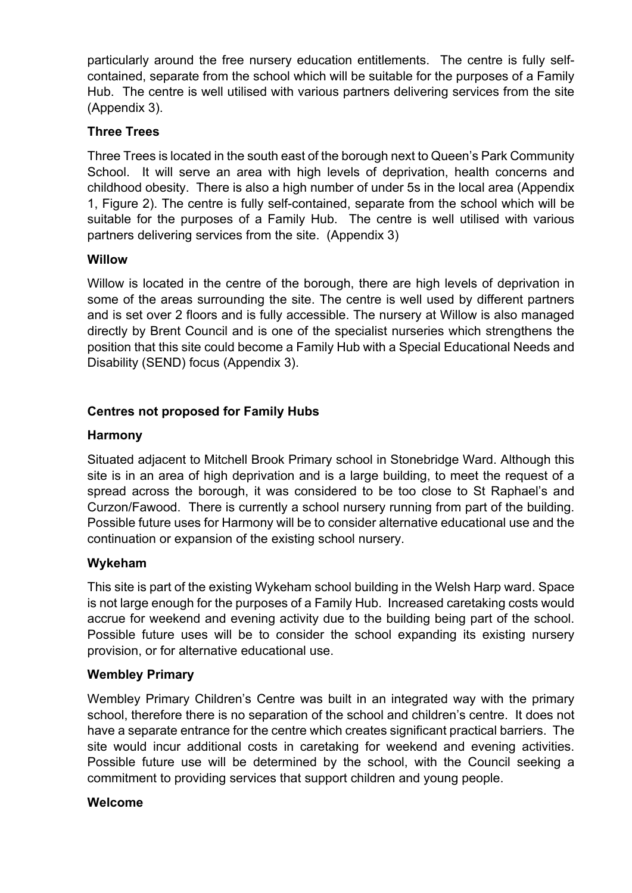particularly around the free nursery education entitlements. The centre is fully self-contained, separate from the school which will be suitable for the purposes of a Family Hub. The centre is well utilised with various partners delivering services from the site (Appendix 3).

**Three Trees**

Three Trees is located in the south east of the borough next to Queen's Park Community School. It will serve an area with high levels of deprivation, health concerns and childhood obesity. There is also a high number of under 5s in the local area (Appendix 1, Figure 2). The centre is fully self-contained, separate from the school which will be suitable for the purposes of a Family Hub. The centre is well utilised with various partners delivering services from the site. (Appendix 3)

**Willow**

Willow is located in the centre of the borough, there are high levels of deprivation in some of the areas surrounding the site. The centre is well used by different partners and is set over 2 floors and is fully accessible. The nursery at Willow is also managed directly by Brent Council and is one of the specialist nurseries which strengthens the position that this site could become a Family Hub with a Special Educational Needs and Disability (SEND) focus (Appendix 3).

**Centres not proposed for Family Hubs**

**Harmony**

Situated adjacent to Mitchell Brook Primary school in Stonebridge Ward. Although this site is in an area of high deprivation and is a large building, to meet the request of a spread across the borough, it was considered to be too close to St Raphael's and Curzon/Fawood. There is currently a school nursery running from part of the building. Possible future uses for Harmony will be to consider alternative educational use and the continuation or expansion of the existing school nursery.

**Wykeham**

This site is part of the existing Wykeham school building in the Welsh Harp ward. Space is not large enough for the purposes of a Family Hub. Increased caretaking costs would accrue for weekend and evening activity due to the building being part of the school. Possible future uses will be to consider the school expanding its existing nursery provision, or for alternative educational use.

**Wembley Primary**

Wembley Primary Children's Centre was built in an integrated way with the primary school, therefore there is no separation of the school and children's centre. It does not have a separate entrance for the centre which creates significant practical barriers. The site would incur additional costs in caretaking for weekend and evening activities. Possible future use will be determined by the school, with the Council seeking a commitment to providing services that support children and young people.

**Welcome**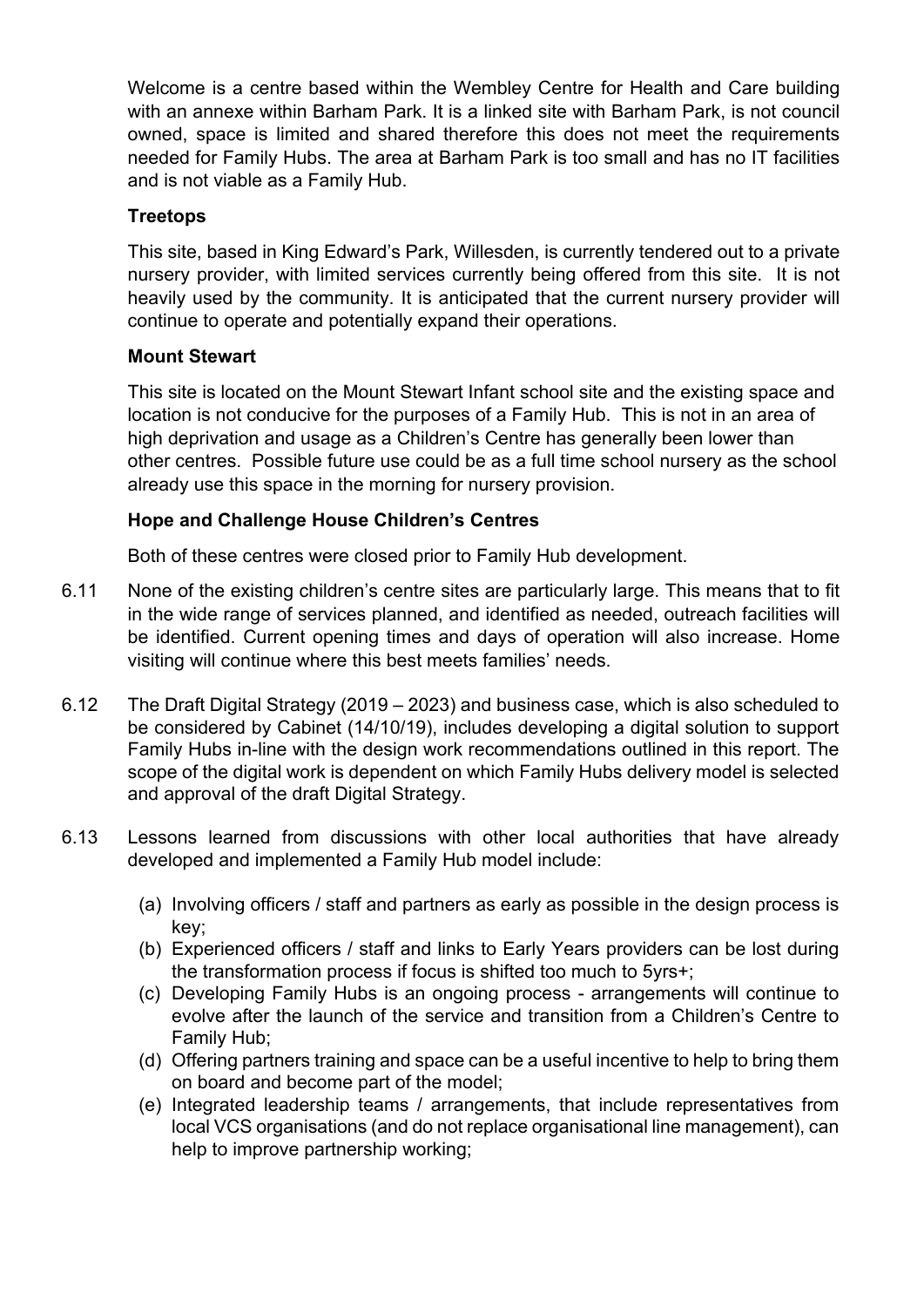Welcome is a centre based within the Wembley Centre for Health and Care building with an annexe within Barham Park. It is a linked site with Barham Park, is not council owned, space is limited and shared therefore this does not meet the requirements needed for Family Hubs. The area at Barham Park is too small and has no IT facilities and is not viable as a Family Hub.

**Treetops**

This site, based in King Edward's Park, Willesden, is currently tendered out to a private nursery provider, with limited services currently being offered from this site. It is not heavily used by the community. It is anticipated that the current nursery provider will continue to operate and potentially expand their operations.

**Mount Stewart**

This site is located on the Mount Stewart Infant school site and the existing space and location is not conducive for the purposes of a Family Hub. This is not in an area of high deprivation and usage as a Children's Centre has generally been lower than other centres. Possible future use could be as a full time school nursery as the school already use this space in the morning for nursery provision.

**Hope and Challenge House Children's Centres**

Both of these centres were closed prior to Family Hub development.

6.11 None of the existing children's centre sites are particularly large. This means that to fit in the wide range of services planned, and identified as needed, outreach facilities will be identified. Current opening times and days of operation will also increase. Home visiting will continue where this best meets families' needs.

6.12 The Draft Digital Strategy (2019 – 2023) and business case, which is also scheduled to be considered by Cabinet (14/10/19), includes developing a digital solution to support Family Hubs in-line with the design work recommendations outlined in this report. The scope of the digital work is dependent on which Family Hubs delivery model is selected and approval of the draft Digital Strategy.

6.13 Lessons learned from discussions with other local authorities that have already developed and implemented a Family Hub model include:

(a) Involving officers / staff and partners as early as possible in the design process is key;
(b) Experienced officers / staff and links to Early Years providers can be lost during the transformation process if focus is shifted too much to 5yrs+;
(c) Developing Family Hubs is an ongoing process - arrangements will continue to evolve after the launch of the service and transition from a Children's Centre to Family Hub;
(d) Offering partners training and space can be a useful incentive to help to bring them on board and become part of the model;
(e) Integrated leadership teams / arrangements, that include representatives from local VCS organisations (and do not replace organisational line management), can help to improve partnership working;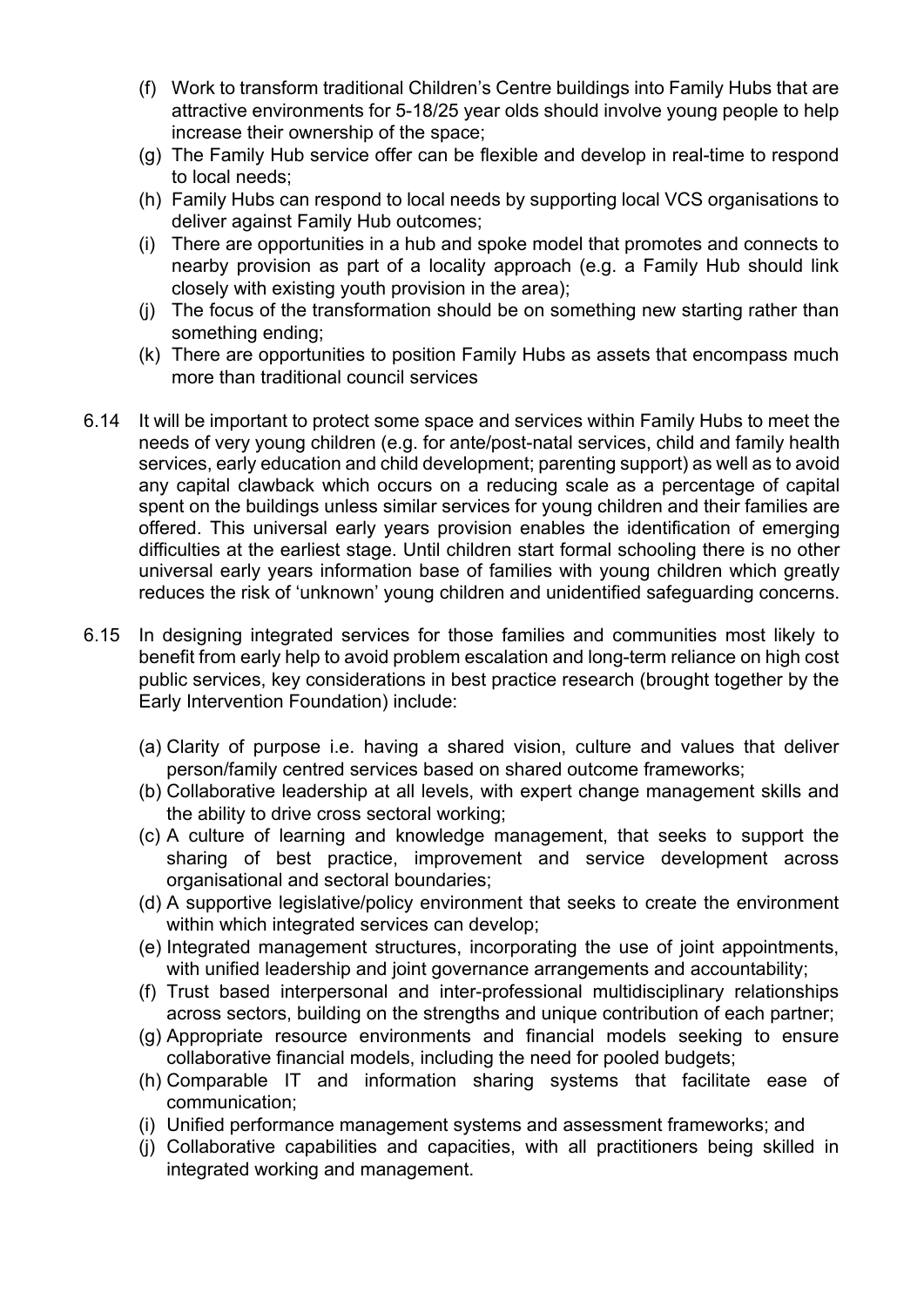(f) Work to transform traditional Children's Centre buildings into Family Hubs that are attractive environments for 5-18/25 year olds should involve young people to help increase their ownership of the space;

(g) The Family Hub service offer can be flexible and develop in real-time to respond to local needs;

(h) Family Hubs can respond to local needs by supporting local VCS organisations to deliver against Family Hub outcomes;

(i) There are opportunities in a hub and spoke model that promotes and connects to nearby provision as part of a locality approach (e.g. a Family Hub should link closely with existing youth provision in the area);

(j) The focus of the transformation should be on something new starting rather than something ending;

(k) There are opportunities to position Family Hubs as assets that encompass much more than traditional council services

6.14 It will be important to protect some space and services within Family Hubs to meet the needs of very young children (e.g. for ante/post-natal services, child and family health services, early education and child development; parenting support) as well as to avoid any capital clawback which occurs on a reducing scale as a percentage of capital spent on the buildings unless similar services for young children and their families are offered. This universal early years provision enables the identification of emerging difficulties at the earliest stage. Until children start formal schooling there is no other universal early years information base of families with young children which greatly reduces the risk of 'unknown' young children and unidentified safeguarding concerns.

6.15 In designing integrated services for those families and communities most likely to benefit from early help to avoid problem escalation and long-term reliance on high cost public services, key considerations in best practice research (brought together by the Early Intervention Foundation) include:

(a) Clarity of purpose i.e. having a shared vision, culture and values that deliver person/family centred services based on shared outcome frameworks;

(b) Collaborative leadership at all levels, with expert change management skills and the ability to drive cross sectoral working;

(c) A culture of learning and knowledge management, that seeks to support the sharing of best practice, improvement and service development across organisational and sectoral boundaries;

(d) A supportive legislative/policy environment that seeks to create the environment within which integrated services can develop;

(e) Integrated management structures, incorporating the use of joint appointments, with unified leadership and joint governance arrangements and accountability;

(f) Trust based interpersonal and inter-professional multidisciplinary relationships across sectors, building on the strengths and unique contribution of each partner;

(g) Appropriate resource environments and financial models seeking to ensure collaborative financial models, including the need for pooled budgets;

(h) Comparable IT and information sharing systems that facilitate ease of communication;

(i) Unified performance management systems and assessment frameworks; and

(j) Collaborative capabilities and capacities, with all practitioners being skilled in integrated working and management.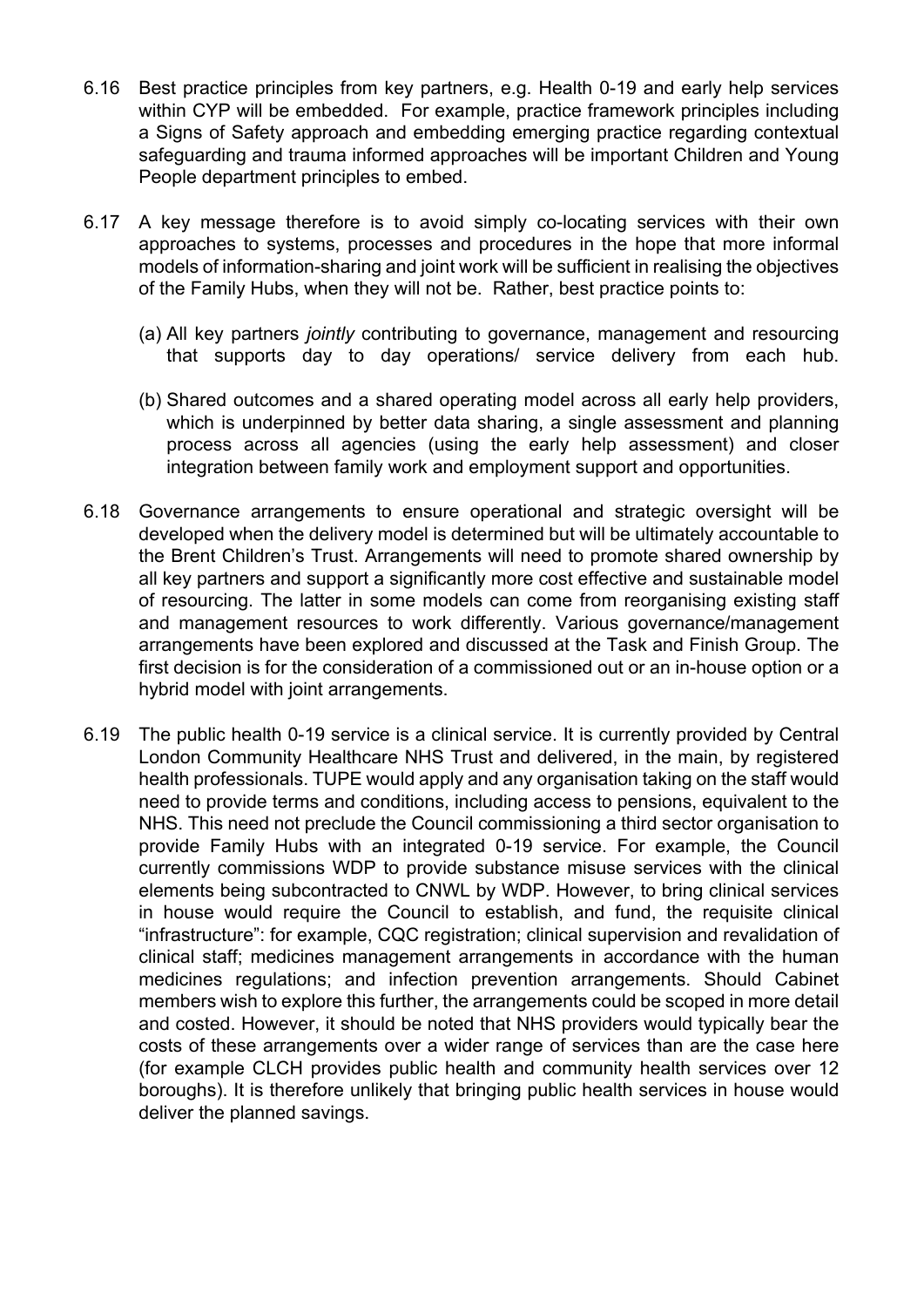6.16 Best practice principles from key partners, e.g. Health 0-19 and early help services within CYP will be embedded. For example, practice framework principles including a Signs of Safety approach and embedding emerging practice regarding contextual safeguarding and trauma informed approaches will be important Children and Young People department principles to embed.

6.17 A key message therefore is to avoid simply co-locating services with their own approaches to systems, processes and procedures in the hope that more informal models of information-sharing and joint work will be sufficient in realising the objectives of the Family Hubs, when they will not be. Rather, best practice points to:

(a) All key partners *jointly* contributing to governance, management and resourcing that supports day to day operations/ service delivery from each hub.

(b) Shared outcomes and a shared operating model across all early help providers, which is underpinned by better data sharing, a single assessment and planning process across all agencies (using the early help assessment) and closer integration between family work and employment support and opportunities.

6.18 Governance arrangements to ensure operational and strategic oversight will be developed when the delivery model is determined but will be ultimately accountable to the Brent Children's Trust. Arrangements will need to promote shared ownership by all key partners and support a significantly more cost effective and sustainable model of resourcing. The latter in some models can come from reorganising existing staff and management resources to work differently. Various governance/management arrangements have been explored and discussed at the Task and Finish Group. The first decision is for the consideration of a commissioned out or an in-house option or a hybrid model with joint arrangements.

6.19 The public health 0-19 service is a clinical service. It is currently provided by Central London Community Healthcare NHS Trust and delivered, in the main, by registered health professionals. TUPE would apply and any organisation taking on the staff would need to provide terms and conditions, including access to pensions, equivalent to the NHS. This need not preclude the Council commissioning a third sector organisation to provide Family Hubs with an integrated 0-19 service. For example, the Council currently commissions WDP to provide substance misuse services with the clinical elements being subcontracted to CNWL by WDP. However, to bring clinical services in house would require the Council to establish, and fund, the requisite clinical "infrastructure": for example, CQC registration; clinical supervision and revalidation of clinical staff; medicines management arrangements in accordance with the human medicines regulations; and infection prevention arrangements. Should Cabinet members wish to explore this further, the arrangements could be scoped in more detail and costed. However, it should be noted that NHS providers would typically bear the costs of these arrangements over a wider range of services than are the case here (for example CLCH provides public health and community health services over 12 boroughs). It is therefore unlikely that bringing public health services in house would deliver the planned savings.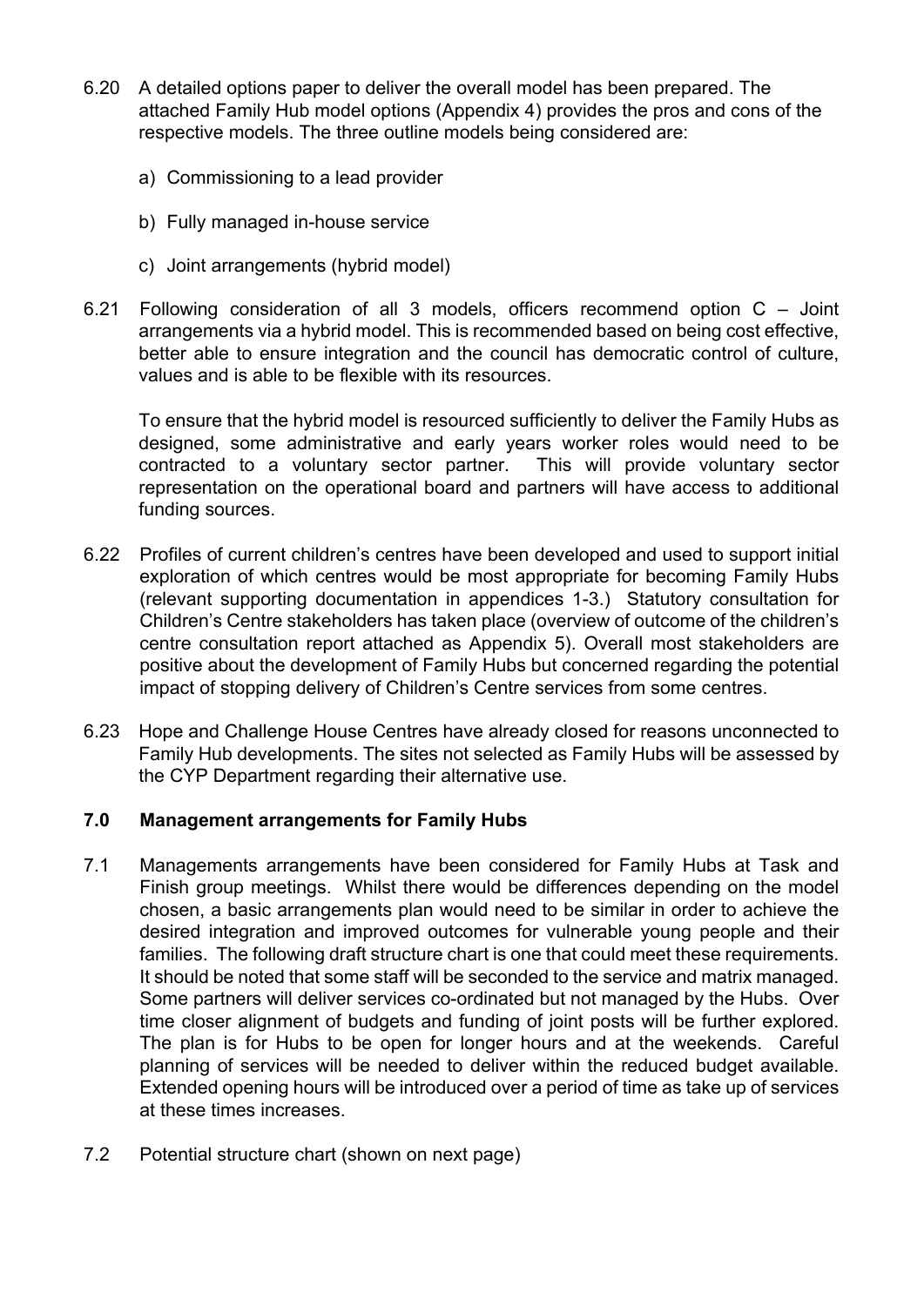6.20 A detailed options paper to deliver the overall model has been prepared. The attached Family Hub model options (Appendix 4) provides the pros and cons of the respective models. The three outline models being considered are:

   a) Commissioning to a lead provider

   b) Fully managed in-house service

   c) Joint arrangements (hybrid model)

6.21 Following consideration of all 3 models, officers recommend option C – Joint arrangements via a hybrid model. This is recommended based on being cost effective, better able to ensure integration and the council has democratic control of culture, values and is able to be flexible with its resources.

   To ensure that the hybrid model is resourced sufficiently to deliver the Family Hubs as designed, some administrative and early years worker roles would need to be contracted to a voluntary sector partner. This will provide voluntary sector representation on the operational board and partners will have access to additional funding sources.

6.22 Profiles of current children's centres have been developed and used to support initial exploration of which centres would be most appropriate for becoming Family Hubs (relevant supporting documentation in appendices 1-3.) Statutory consultation for Children's Centre stakeholders has taken place (overview of outcome of the children's centre consultation report attached as Appendix 5). Overall most stakeholders are positive about the development of Family Hubs but concerned regarding the potential impact of stopping delivery of Children's Centre services from some centres.

6.23 Hope and Challenge House Centres have already closed for reasons unconnected to Family Hub developments. The sites not selected as Family Hubs will be assessed by the CYP Department regarding their alternative use.

## 7.0 Management arrangements for Family Hubs

7.1 Managements arrangements have been considered for Family Hubs at Task and Finish group meetings. Whilst there would be differences depending on the model chosen, a basic arrangements plan would need to be similar in order to achieve the desired integration and improved outcomes for vulnerable young people and their families. The following draft structure chart is one that could meet these requirements. It should be noted that some staff will be seconded to the service and matrix managed. Some partners will deliver services co-ordinated but not managed by the Hubs. Over time closer alignment of budgets and funding of joint posts will be further explored. The plan is for Hubs to be open for longer hours and at the weekends. Careful planning of services will be needed to deliver within the reduced budget available. Extended opening hours will be introduced over a period of time as take up of services at these times increases.

7.2 Potential structure chart (shown on next page)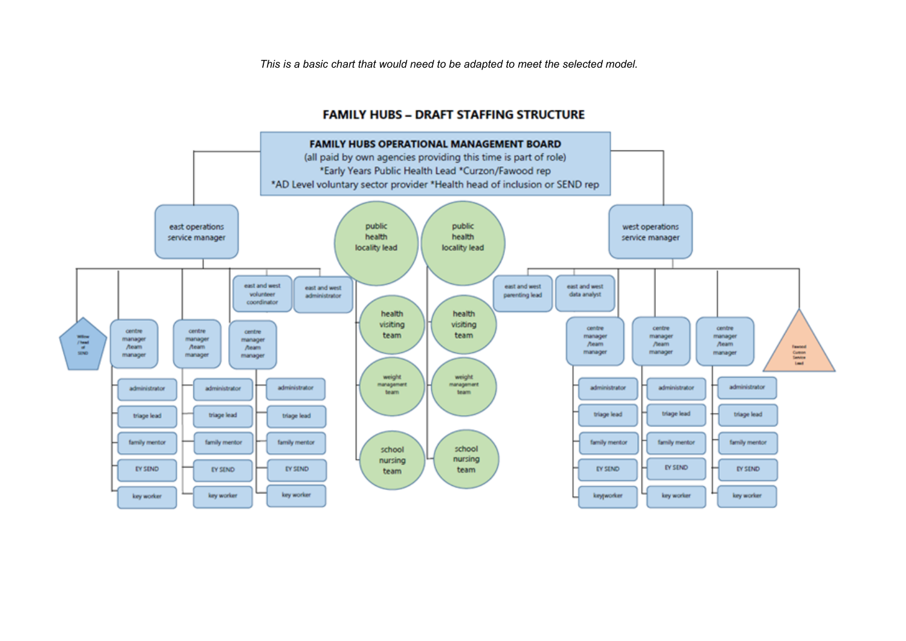*This is a basic chart that would need to be adapted to meet the selected model.*

## FAMILY HUBS – DRAFT STAFFING STRUCTURE

**FAMILY HUBS OPERATIONAL MANAGEMENT BOARD**
(all paid by own agencies providing this time is part of role)
*Early Years Public Health Lead *Curzon/Fawood rep
*AD Level voluntary sector provider *Health head of inclusion or SEND rep

- east operations service manager
  - Willow / head of SEND
  - centre manager /team manager
    - administrator
    - triage lead
    - family mentor
    - EY SEND
    - key worker
  - centre manager /team manager
    - administrator
    - triage lead
    - family mentor
    - EY SEND
    - key worker
  - east and west volunteer coordinator
  - centre manager /team manager
    - administrator
    - triage lead
    - family mentor
    - EY SEND
    - key worker
  - east and west administrator
- public health locality lead
  - health visiting team
  - weight management team
  - school nursing team
- public health locality lead
  - health visiting team
  - weight management team
  - school nursing team
- west operations service manager
  - east and west parenting lead
  - east and west data analyst
  - centre manager /team manager
    - administrator
    - triage lead
    - family mentor
    - EY SEND
    - keyworker
  - centre manager /team manager
    - administrator
    - triage lead
    - family mentor
    - EY SEND
    - key worker
  - centre manager /team manager
    - administrator
    - triage lead
    - family mentor
    - EY SEND
    - key worker
  - Fawood Curzon Service Lead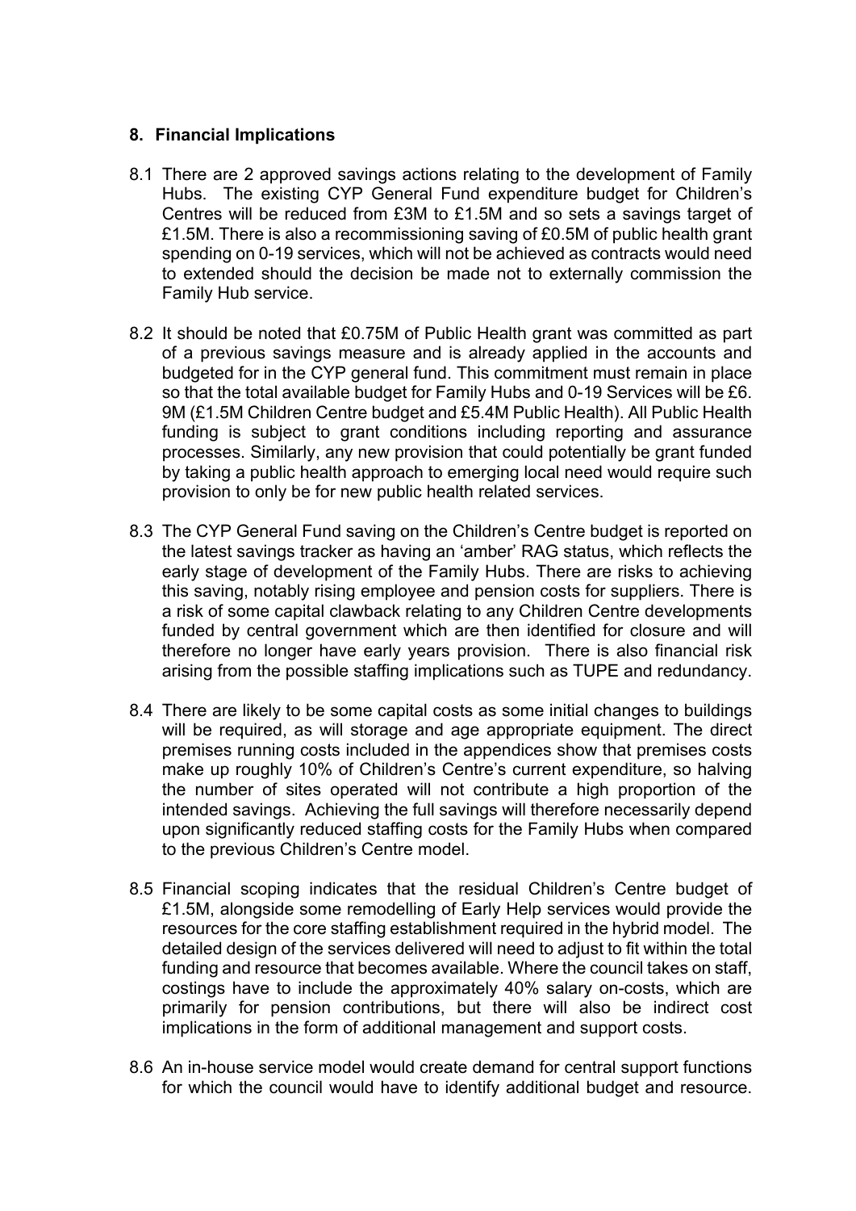## 8. Financial Implications

8.1 There are 2 approved savings actions relating to the development of Family Hubs. The existing CYP General Fund expenditure budget for Children's Centres will be reduced from £3M to £1.5M and so sets a savings target of £1.5M. There is also a recommissioning saving of £0.5M of public health grant spending on 0-19 services, which will not be achieved as contracts would need to extended should the decision be made not to externally commission the Family Hub service.

8.2 It should be noted that £0.75M of Public Health grant was committed as part of a previous savings measure and is already applied in the accounts and budgeted for in the CYP general fund. This commitment must remain in place so that the total available budget for Family Hubs and 0-19 Services will be £6. 9M (£1.5M Children Centre budget and £5.4M Public Health). All Public Health funding is subject to grant conditions including reporting and assurance processes. Similarly, any new provision that could potentially be grant funded by taking a public health approach to emerging local need would require such provision to only be for new public health related services.

8.3 The CYP General Fund saving on the Children's Centre budget is reported on the latest savings tracker as having an 'amber' RAG status, which reflects the early stage of development of the Family Hubs. There are risks to achieving this saving, notably rising employee and pension costs for suppliers. There is a risk of some capital clawback relating to any Children Centre developments funded by central government which are then identified for closure and will therefore no longer have early years provision. There is also financial risk arising from the possible staffing implications such as TUPE and redundancy.

8.4 There are likely to be some capital costs as some initial changes to buildings will be required, as will storage and age appropriate equipment. The direct premises running costs included in the appendices show that premises costs make up roughly 10% of Children's Centre's current expenditure, so halving the number of sites operated will not contribute a high proportion of the intended savings. Achieving the full savings will therefore necessarily depend upon significantly reduced staffing costs for the Family Hubs when compared to the previous Children's Centre model.

8.5 Financial scoping indicates that the residual Children's Centre budget of £1.5M, alongside some remodelling of Early Help services would provide the resources for the core staffing establishment required in the hybrid model. The detailed design of the services delivered will need to adjust to fit within the total funding and resource that becomes available. Where the council takes on staff, costings have to include the approximately 40% salary on-costs, which are primarily for pension contributions, but there will also be indirect cost implications in the form of additional management and support costs.

8.6 An in-house service model would create demand for central support functions for which the council would have to identify additional budget and resource.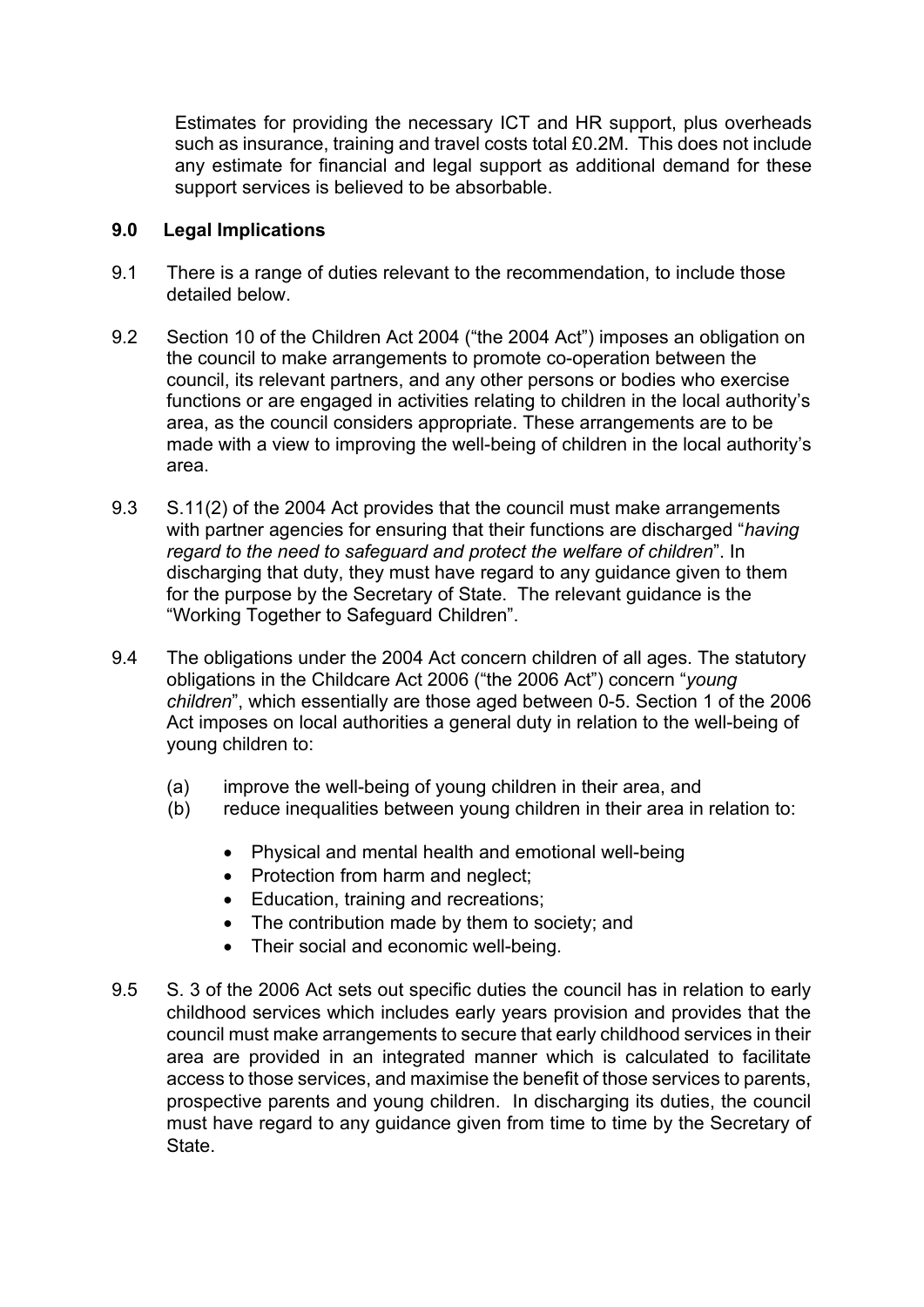Estimates for providing the necessary ICT and HR support, plus overheads such as insurance, training and travel costs total £0.2M. This does not include any estimate for financial and legal support as additional demand for these support services is believed to be absorbable.

## 9.0 Legal Implications

9.1 There is a range of duties relevant to the recommendation, to include those detailed below.

9.2 Section 10 of the Children Act 2004 ("the 2004 Act") imposes an obligation on the council to make arrangements to promote co-operation between the council, its relevant partners, and any other persons or bodies who exercise functions or are engaged in activities relating to children in the local authority's area, as the council considers appropriate. These arrangements are to be made with a view to improving the well-being of children in the local authority's area.

9.3 S.11(2) of the 2004 Act provides that the council must make arrangements with partner agencies for ensuring that their functions are discharged "*having regard to the need to safeguard and protect the welfare of children*". In discharging that duty, they must have regard to any guidance given to them for the purpose by the Secretary of State. The relevant guidance is the "Working Together to Safeguard Children".

9.4 The obligations under the 2004 Act concern children of all ages. The statutory obligations in the Childcare Act 2006 ("the 2006 Act") concern "*young children*", which essentially are those aged between 0-5. Section 1 of the 2006 Act imposes on local authorities a general duty in relation to the well-being of young children to:

(a) improve the well-being of young children in their area, and
(b) reduce inequalities between young children in their area in relation to:

- Physical and mental health and emotional well-being
- Protection from harm and neglect;
- Education, training and recreations;
- The contribution made by them to society; and
- Their social and economic well-being.

9.5 S. 3 of the 2006 Act sets out specific duties the council has in relation to early childhood services which includes early years provision and provides that the council must make arrangements to secure that early childhood services in their area are provided in an integrated manner which is calculated to facilitate access to those services, and maximise the benefit of those services to parents, prospective parents and young children. In discharging its duties, the council must have regard to any guidance given from time to time by the Secretary of State.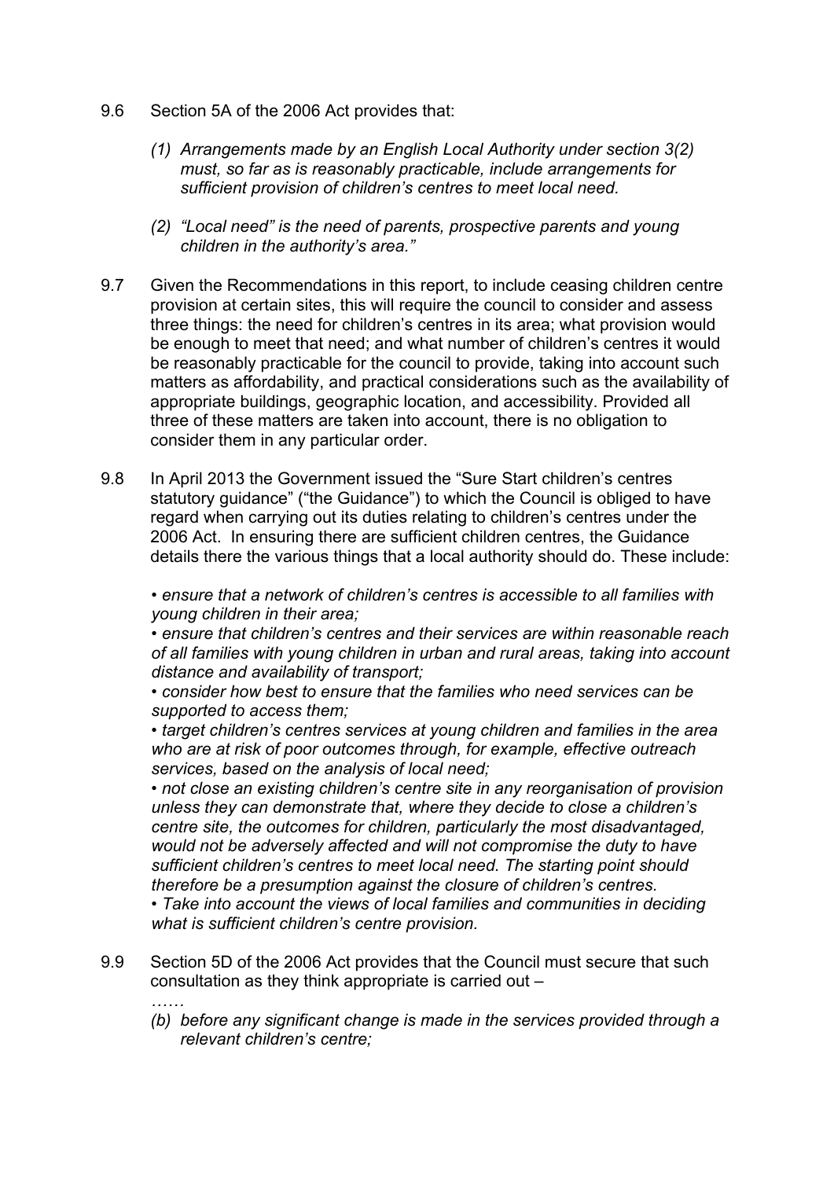9.6 Section 5A of the 2006 Act provides that:

*(1) Arrangements made by an English Local Authority under section 3(2) must, so far as is reasonably practicable, include arrangements for sufficient provision of children's centres to meet local need.*

*(2) "Local need" is the need of parents, prospective parents and young children in the authority's area."*

9.7 Given the Recommendations in this report, to include ceasing children centre provision at certain sites, this will require the council to consider and assess three things: the need for children's centres in its area; what provision would be enough to meet that need; and what number of children's centres it would be reasonably practicable for the council to provide, taking into account such matters as affordability, and practical considerations such as the availability of appropriate buildings, geographic location, and accessibility. Provided all three of these matters are taken into account, there is no obligation to consider them in any particular order.

9.8 In April 2013 the Government issued the "Sure Start children's centres statutory guidance" ("the Guidance") to which the Council is obliged to have regard when carrying out its duties relating to children's centres under the 2006 Act. In ensuring there are sufficient children centres, the Guidance details there the various things that a local authority should do. These include:

*• ensure that a network of children's centres is accessible to all families with young children in their area;*
*• ensure that children's centres and their services are within reasonable reach of all families with young children in urban and rural areas, taking into account distance and availability of transport;*
*• consider how best to ensure that the families who need services can be supported to access them;*
*• target children's centres services at young children and families in the area who are at risk of poor outcomes through, for example, effective outreach services, based on the analysis of local need;*
*• not close an existing children's centre site in any reorganisation of provision unless they can demonstrate that, where they decide to close a children's centre site, the outcomes for children, particularly the most disadvantaged, would not be adversely affected and will not compromise the duty to have sufficient children's centres to meet local need. The starting point should therefore be a presumption against the closure of children's centres.*
*• Take into account the views of local families and communities in deciding what is sufficient children's centre provision.*

9.9 Section 5D of the 2006 Act provides that the Council must secure that such consultation as they think appropriate is carried out –

……

*(b) before any significant change is made in the services provided through a relevant children's centre;*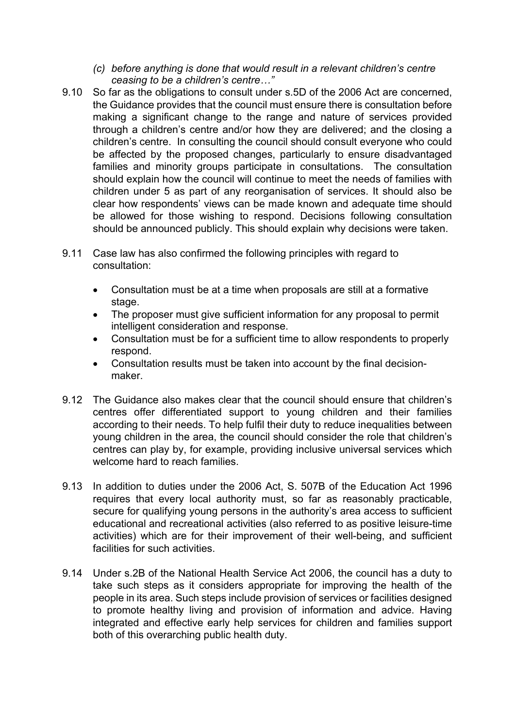*(c) before anything is done that would result in a relevant children's centre ceasing to be a children's centre…"*

9.10 So far as the obligations to consult under s.5D of the 2006 Act are concerned, the Guidance provides that the council must ensure there is consultation before making a significant change to the range and nature of services provided through a children's centre and/or how they are delivered; and the closing a children's centre. In consulting the council should consult everyone who could be affected by the proposed changes, particularly to ensure disadvantaged families and minority groups participate in consultations. The consultation should explain how the council will continue to meet the needs of families with children under 5 as part of any reorganisation of services. It should also be clear how respondents' views can be made known and adequate time should be allowed for those wishing to respond. Decisions following consultation should be announced publicly. This should explain why decisions were taken.

9.11 Case law has also confirmed the following principles with regard to consultation:

- Consultation must be at a time when proposals are still at a formative stage.
- The proposer must give sufficient information for any proposal to permit intelligent consideration and response.
- Consultation must be for a sufficient time to allow respondents to properly respond.
- Consultation results must be taken into account by the final decision-maker.

9.12 The Guidance also makes clear that the council should ensure that children's centres offer differentiated support to young children and their families according to their needs. To help fulfil their duty to reduce inequalities between young children in the area, the council should consider the role that children's centres can play by, for example, providing inclusive universal services which welcome hard to reach families.

9.13 In addition to duties under the 2006 Act, S. 507B of the Education Act 1996 requires that every local authority must, so far as reasonably practicable, secure for qualifying young persons in the authority's area access to sufficient educational and recreational activities (also referred to as positive leisure-time activities) which are for their improvement of their well-being, and sufficient facilities for such activities.

9.14 Under s.2B of the National Health Service Act 2006, the council has a duty to take such steps as it considers appropriate for improving the health of the people in its area. Such steps include provision of services or facilities designed to promote healthy living and provision of information and advice. Having integrated and effective early help services for children and families support both of this overarching public health duty.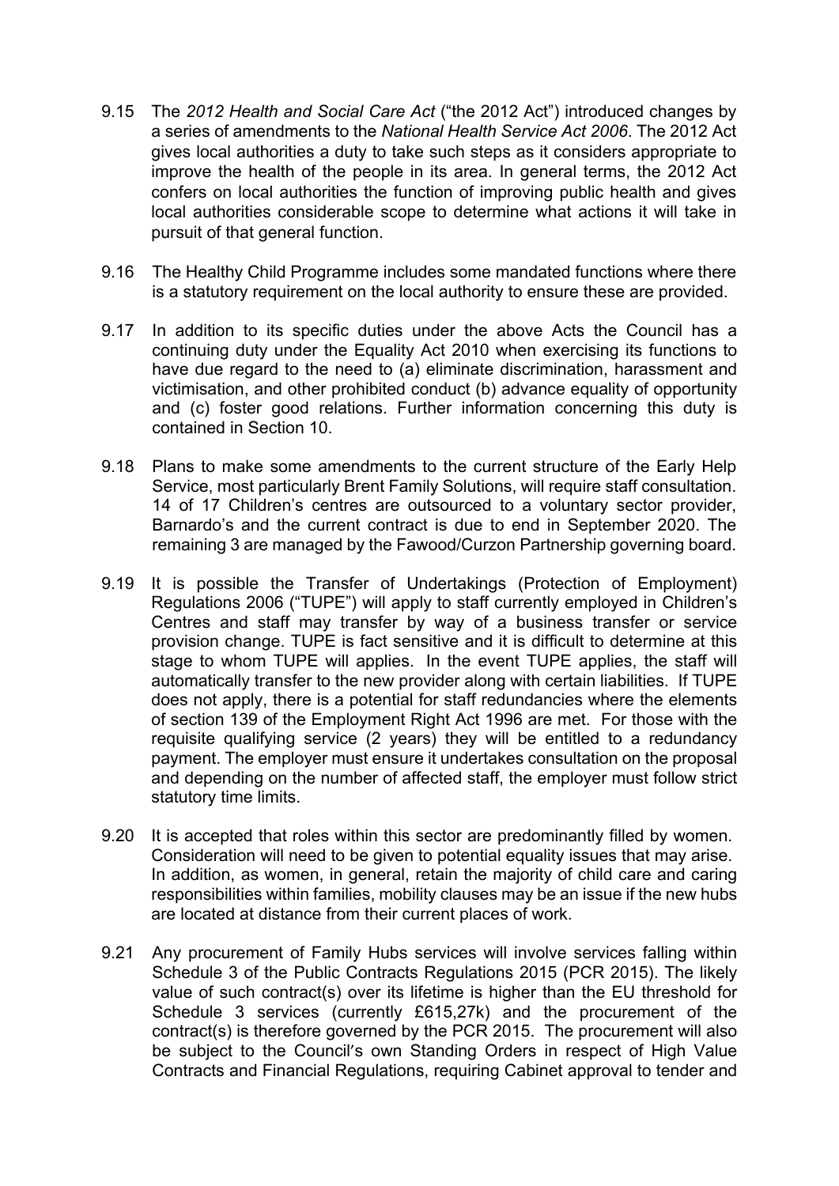9.15 The *2012 Health and Social Care Act* ("the 2012 Act") introduced changes by a series of amendments to the *National Health Service Act 2006*. The 2012 Act gives local authorities a duty to take such steps as it considers appropriate to improve the health of the people in its area. In general terms, the 2012 Act confers on local authorities the function of improving public health and gives local authorities considerable scope to determine what actions it will take in pursuit of that general function.

9.16 The Healthy Child Programme includes some mandated functions where there is a statutory requirement on the local authority to ensure these are provided.

9.17 In addition to its specific duties under the above Acts the Council has a continuing duty under the Equality Act 2010 when exercising its functions to have due regard to the need to (a) eliminate discrimination, harassment and victimisation, and other prohibited conduct (b) advance equality of opportunity and (c) foster good relations. Further information concerning this duty is contained in Section 10.

9.18 Plans to make some amendments to the current structure of the Early Help Service, most particularly Brent Family Solutions, will require staff consultation. 14 of 17 Children's centres are outsourced to a voluntary sector provider, Barnardo's and the current contract is due to end in September 2020. The remaining 3 are managed by the Fawood/Curzon Partnership governing board.

9.19 It is possible the Transfer of Undertakings (Protection of Employment) Regulations 2006 ("TUPE") will apply to staff currently employed in Children's Centres and staff may transfer by way of a business transfer or service provision change. TUPE is fact sensitive and it is difficult to determine at this stage to whom TUPE will applies. In the event TUPE applies, the staff will automatically transfer to the new provider along with certain liabilities. If TUPE does not apply, there is a potential for staff redundancies where the elements of section 139 of the Employment Right Act 1996 are met. For those with the requisite qualifying service (2 years) they will be entitled to a redundancy payment. The employer must ensure it undertakes consultation on the proposal and depending on the number of affected staff, the employer must follow strict statutory time limits.

9.20 It is accepted that roles within this sector are predominantly filled by women. Consideration will need to be given to potential equality issues that may arise. In addition, as women, in general, retain the majority of child care and caring responsibilities within families, mobility clauses may be an issue if the new hubs are located at distance from their current places of work.

9.21 Any procurement of Family Hubs services will involve services falling within Schedule 3 of the Public Contracts Regulations 2015 (PCR 2015). The likely value of such contract(s) over its lifetime is higher than the EU threshold for Schedule 3 services (currently £615,27k) and the procurement of the contract(s) is therefore governed by the PCR 2015. The procurement will also be subject to the Council's own Standing Orders in respect of High Value Contracts and Financial Regulations, requiring Cabinet approval to tender and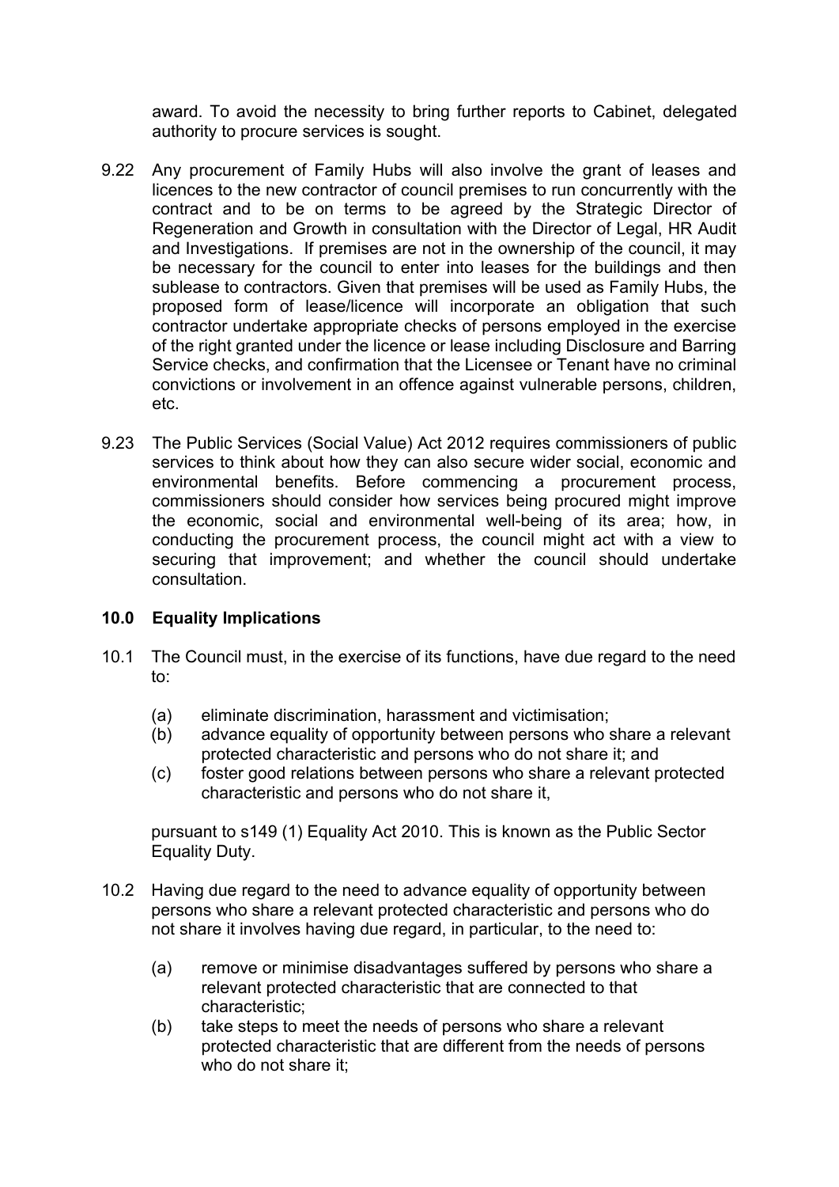award. To avoid the necessity to bring further reports to Cabinet, delegated authority to procure services is sought.

9.22 Any procurement of Family Hubs will also involve the grant of leases and licences to the new contractor of council premises to run concurrently with the contract and to be on terms to be agreed by the Strategic Director of Regeneration and Growth in consultation with the Director of Legal, HR Audit and Investigations. If premises are not in the ownership of the council, it may be necessary for the council to enter into leases for the buildings and then sublease to contractors. Given that premises will be used as Family Hubs, the proposed form of lease/licence will incorporate an obligation that such contractor undertake appropriate checks of persons employed in the exercise of the right granted under the licence or lease including Disclosure and Barring Service checks, and confirmation that the Licensee or Tenant have no criminal convictions or involvement in an offence against vulnerable persons, children, etc.

9.23 The Public Services (Social Value) Act 2012 requires commissioners of public services to think about how they can also secure wider social, economic and environmental benefits. Before commencing a procurement process, commissioners should consider how services being procured might improve the economic, social and environmental well-being of its area; how, in conducting the procurement process, the council might act with a view to securing that improvement; and whether the council should undertake consultation.

## 10.0 Equality Implications

10.1 The Council must, in the exercise of its functions, have due regard to the need to:

(a) eliminate discrimination, harassment and victimisation;
(b) advance equality of opportunity between persons who share a relevant protected characteristic and persons who do not share it; and
(c) foster good relations between persons who share a relevant protected characteristic and persons who do not share it,

pursuant to s149 (1) Equality Act 2010. This is known as the Public Sector Equality Duty.

10.2 Having due regard to the need to advance equality of opportunity between persons who share a relevant protected characteristic and persons who do not share it involves having due regard, in particular, to the need to:

(a) remove or minimise disadvantages suffered by persons who share a relevant protected characteristic that are connected to that characteristic;
(b) take steps to meet the needs of persons who share a relevant protected characteristic that are different from the needs of persons who do not share it;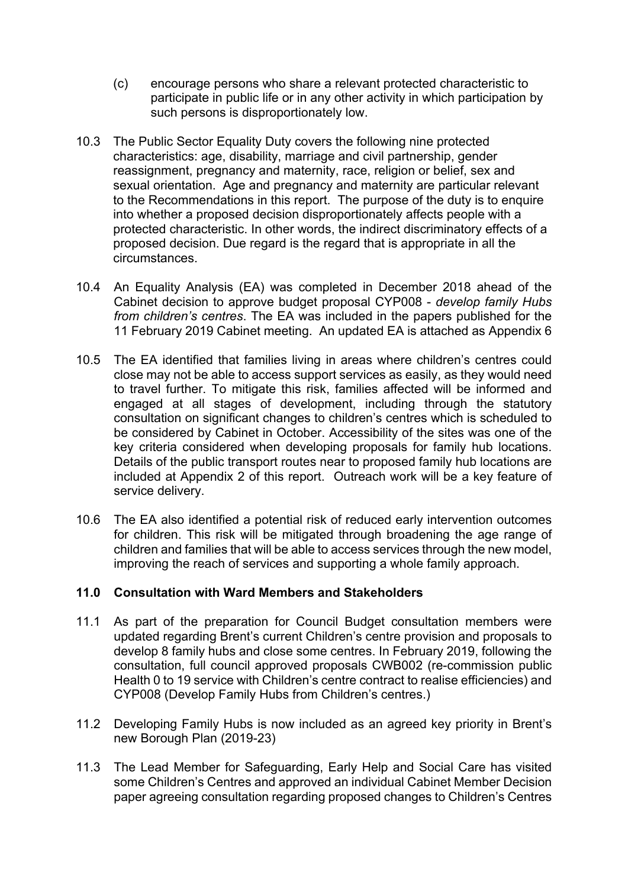(c) encourage persons who share a relevant protected characteristic to participate in public life or in any other activity in which participation by such persons is disproportionately low.

10.3 The Public Sector Equality Duty covers the following nine protected characteristics: age, disability, marriage and civil partnership, gender reassignment, pregnancy and maternity, race, religion or belief, sex and sexual orientation. Age and pregnancy and maternity are particular relevant to the Recommendations in this report. The purpose of the duty is to enquire into whether a proposed decision disproportionately affects people with a protected characteristic. In other words, the indirect discriminatory effects of a proposed decision. Due regard is the regard that is appropriate in all the circumstances.

10.4 An Equality Analysis (EA) was completed in December 2018 ahead of the Cabinet decision to approve budget proposal CYP008 - *develop family Hubs from children's centres*. The EA was included in the papers published for the 11 February 2019 Cabinet meeting. An updated EA is attached as Appendix 6

10.5 The EA identified that families living in areas where children's centres could close may not be able to access support services as easily, as they would need to travel further. To mitigate this risk, families affected will be informed and engaged at all stages of development, including through the statutory consultation on significant changes to children's centres which is scheduled to be considered by Cabinet in October. Accessibility of the sites was one of the key criteria considered when developing proposals for family hub locations. Details of the public transport routes near to proposed family hub locations are included at Appendix 2 of this report. Outreach work will be a key feature of service delivery.

10.6 The EA also identified a potential risk of reduced early intervention outcomes for children. This risk will be mitigated through broadening the age range of children and families that will be able to access services through the new model, improving the reach of services and supporting a whole family approach.

## 11.0 Consultation with Ward Members and Stakeholders

11.1 As part of the preparation for Council Budget consultation members were updated regarding Brent's current Children's centre provision and proposals to develop 8 family hubs and close some centres. In February 2019, following the consultation, full council approved proposals CWB002 (re-commission public Health 0 to 19 service with Children's centre contract to realise efficiencies) and CYP008 (Develop Family Hubs from Children's centres.)

11.2 Developing Family Hubs is now included as an agreed key priority in Brent's new Borough Plan (2019-23)

11.3 The Lead Member for Safeguarding, Early Help and Social Care has visited some Children's Centres and approved an individual Cabinet Member Decision paper agreeing consultation regarding proposed changes to Children's Centres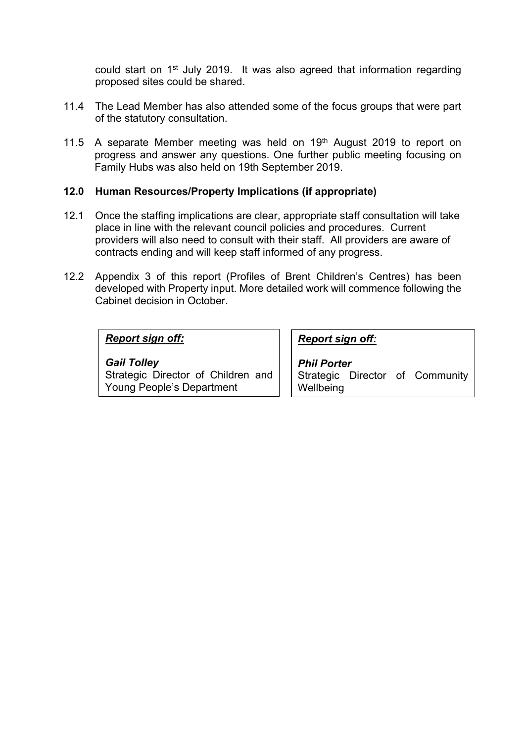could start on 1st July 2019. It was also agreed that information regarding proposed sites could be shared.

11.4 The Lead Member has also attended some of the focus groups that were part of the statutory consultation.

11.5 A separate Member meeting was held on 19th August 2019 to report on progress and answer any questions. One further public meeting focusing on Family Hubs was also held on 19th September 2019.

## 12.0 Human Resources/Property Implications (if appropriate)

12.1 Once the staffing implications are clear, appropriate staff consultation will take place in line with the relevant council policies and procedures. Current providers will also need to consult with their staff. All providers are aware of contracts ending and will keep staff informed of any progress.

12.2 Appendix 3 of this report (Profiles of Brent Children's Centres) has been developed with Property input. More detailed work will commence following the Cabinet decision in October.

| | |
|---|---|
| ***Report sign off:*** | ***Report sign off:*** |
| ***Gail Tolley*** Strategic Director of Children and Young People's Department | ***Phil Porter*** Strategic Director of Community Wellbeing |